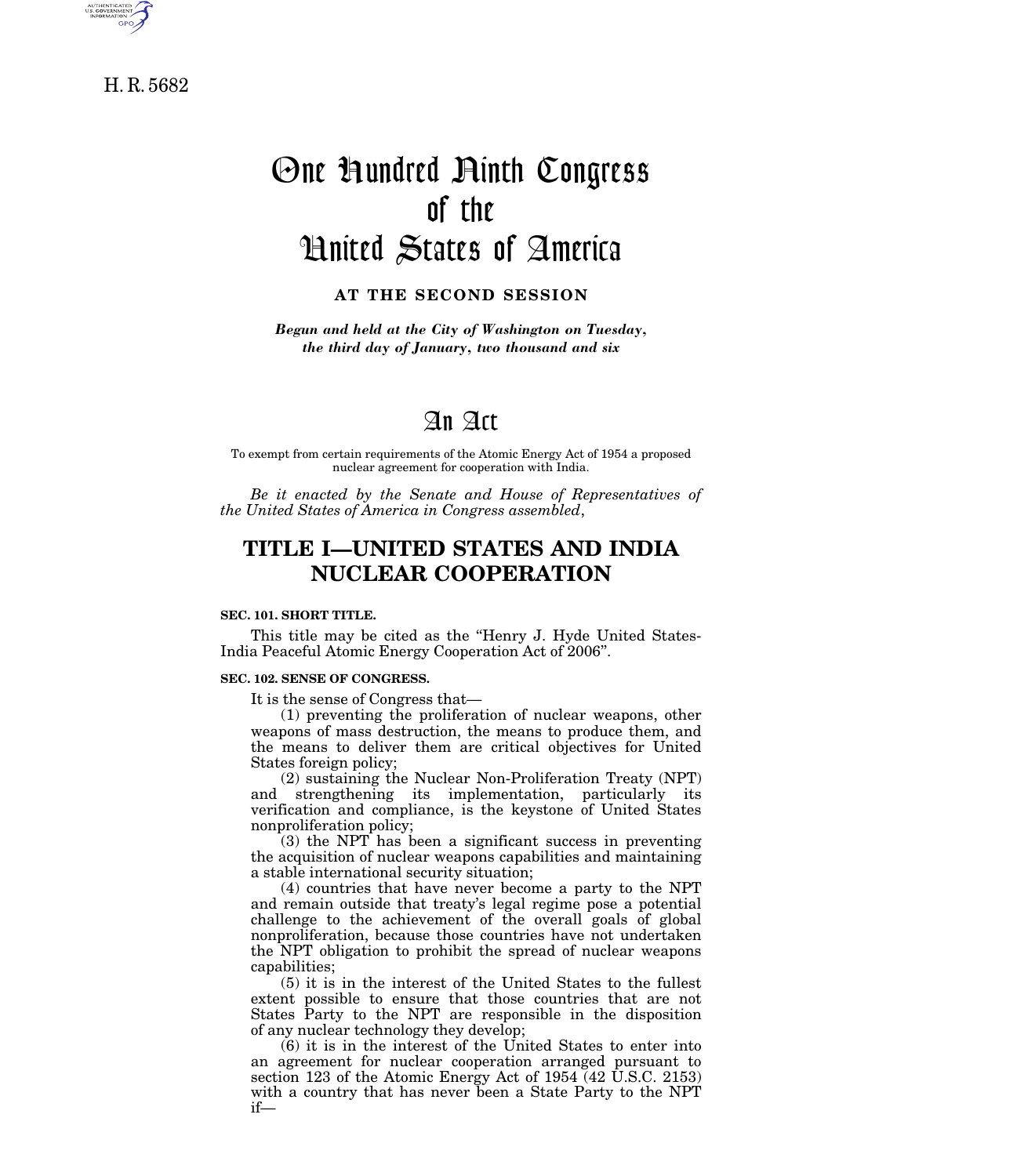H. R. 5682

# One Hundred Ninth Congress of the United States of America

**AT THE SECOND SESSION**

*Begun and held at the City of Washington on Tuesday, the third day of January, two thousand and six*

# An Act

To exempt from certain requirements of the Atomic Energy Act of 1954 a proposed nuclear agreement for cooperation with India.

*Be it enacted by the Senate and House of Representatives of the United States of America in Congress assembled*,

## TITLE I—UNITED STATES AND INDIA NUCLEAR COOPERATION

**SEC. 101. SHORT TITLE.**

This title may be cited as the "Henry J. Hyde United States-India Peaceful Atomic Energy Cooperation Act of 2006".

**SEC. 102. SENSE OF CONGRESS.**

It is the sense of Congress that—

(1) preventing the proliferation of nuclear weapons, other weapons of mass destruction, the means to produce them, and the means to deliver them are critical objectives for United States foreign policy;

(2) sustaining the Nuclear Non-Proliferation Treaty (NPT) and strengthening its implementation, particularly its verification and compliance, is the keystone of United States nonproliferation policy;

(3) the NPT has been a significant success in preventing the acquisition of nuclear weapons capabilities and maintaining a stable international security situation;

(4) countries that have never become a party to the NPT and remain outside that treaty's legal regime pose a potential challenge to the achievement of the overall goals of global nonproliferation, because those countries have not undertaken the NPT obligation to prohibit the spread of nuclear weapons capabilities;

(5) it is in the interest of the United States to the fullest extent possible to ensure that those countries that are not States Party to the NPT are responsible in the disposition of any nuclear technology they develop;

(6) it is in the interest of the United States to enter into an agreement for nuclear cooperation arranged pursuant to section 123 of the Atomic Energy Act of 1954 (42 U.S.C. 2153) with a country that has never been a State Party to the NPT if—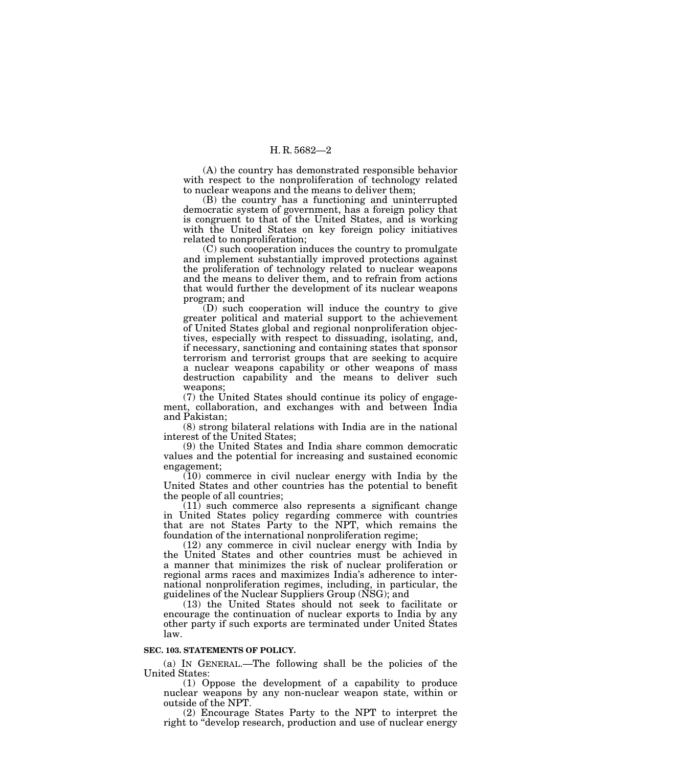(A) the country has demonstrated responsible behavior with respect to the nonproliferation of technology related to nuclear weapons and the means to deliver them;

(B) the country has a functioning and uninterrupted democratic system of government, has a foreign policy that is congruent to that of the United States, and is working with the United States on key foreign policy initiatives related to nonproliferation;

(C) such cooperation induces the country to promulgate and implement substantially improved protections against the proliferation of technology related to nuclear weapons and the means to deliver them, and to refrain from actions that would further the development of its nuclear weapons program; and

(D) such cooperation will induce the country to give greater political and material support to the achievement of United States global and regional nonproliferation objectives, especially with respect to dissuading, isolating, and, if necessary, sanctioning and containing states that sponsor terrorism and terrorist groups that are seeking to acquire a nuclear weapons capability or other weapons of mass destruction capability and the means to deliver such weapons;

(7) the United States should continue its policy of engagement, collaboration, and exchanges with and between India and Pakistan;

(8) strong bilateral relations with India are in the national interest of the United States;

(9) the United States and India share common democratic values and the potential for increasing and sustained economic engagement;

(10) commerce in civil nuclear energy with India by the United States and other countries has the potential to benefit the people of all countries;

(11) such commerce also represents a significant change in United States policy regarding commerce with countries that are not States Party to the NPT, which remains the foundation of the international nonproliferation regime;

(12) any commerce in civil nuclear energy with India by the United States and other countries must be achieved in a manner that minimizes the risk of nuclear proliferation or regional arms races and maximizes India's adherence to international nonproliferation regimes, including, in particular, the guidelines of the Nuclear Suppliers Group (NSG); and

(13) the United States should not seek to facilitate or encourage the continuation of nuclear exports to India by any other party if such exports are terminated under United States law.

**SEC. 103. STATEMENTS OF POLICY.**

(a) IN GENERAL.—The following shall be the policies of the United States:

(1) Oppose the development of a capability to produce nuclear weapons by any non-nuclear weapon state, within or outside of the NPT.

(2) Encourage States Party to the NPT to interpret the right to "develop research, production and use of nuclear energy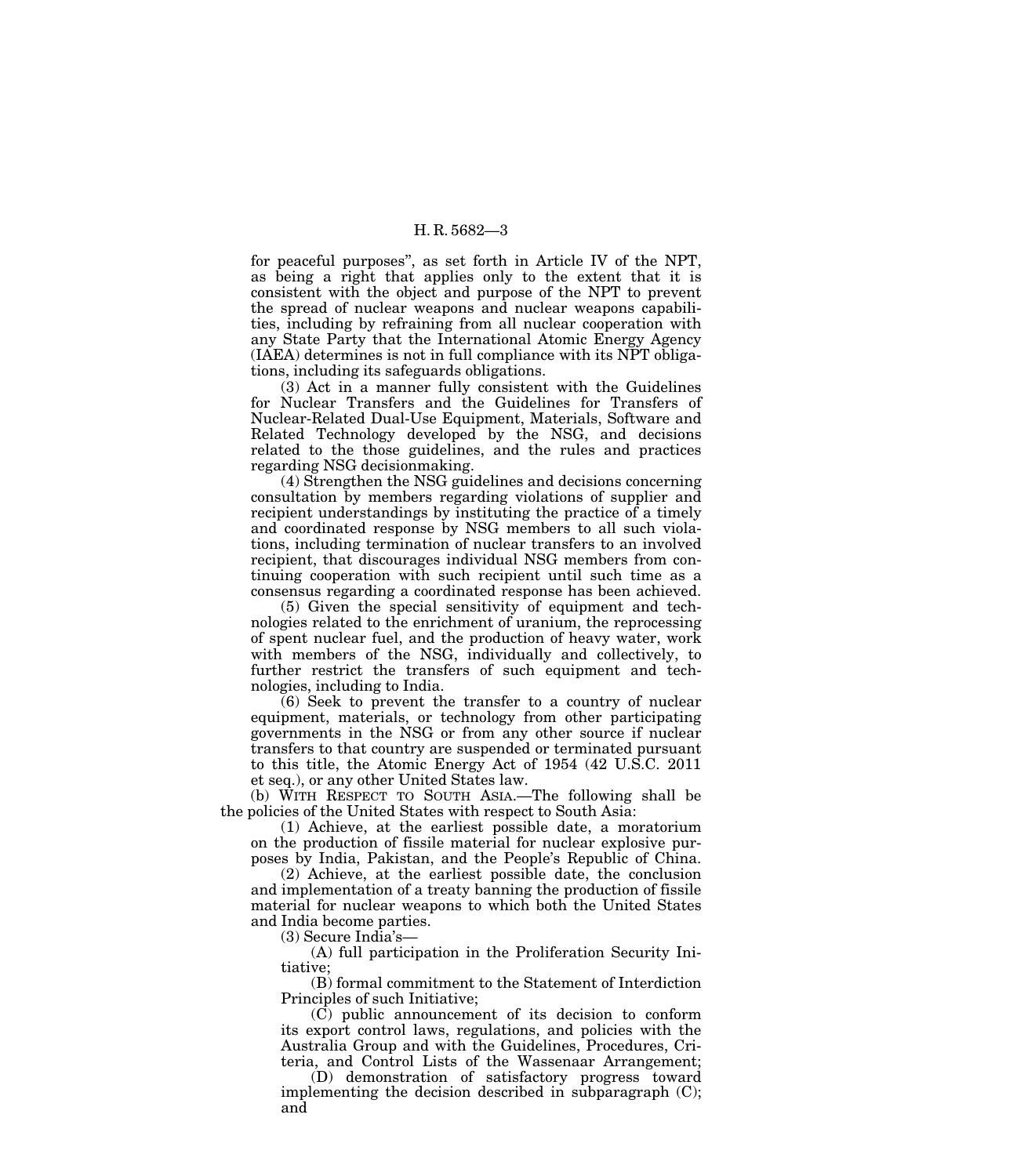for peaceful purposes", as set forth in Article IV of the NPT, as being a right that applies only to the extent that it is consistent with the object and purpose of the NPT to prevent the spread of nuclear weapons and nuclear weapons capabilities, including by refraining from all nuclear cooperation with any State Party that the International Atomic Energy Agency (IAEA) determines is not in full compliance with its NPT obligations, including its safeguards obligations.

(3) Act in a manner fully consistent with the Guidelines for Nuclear Transfers and the Guidelines for Transfers of Nuclear-Related Dual-Use Equipment, Materials, Software and Related Technology developed by the NSG, and decisions related to the those guidelines, and the rules and practices regarding NSG decisionmaking.

(4) Strengthen the NSG guidelines and decisions concerning consultation by members regarding violations of supplier and recipient understandings by instituting the practice of a timely and coordinated response by NSG members to all such violations, including termination of nuclear transfers to an involved recipient, that discourages individual NSG members from continuing cooperation with such recipient until such time as a consensus regarding a coordinated response has been achieved.

(5) Given the special sensitivity of equipment and technologies related to the enrichment of uranium, the reprocessing of spent nuclear fuel, and the production of heavy water, work with members of the NSG, individually and collectively, to further restrict the transfers of such equipment and technologies, including to India.

(6) Seek to prevent the transfer to a country of nuclear equipment, materials, or technology from other participating governments in the NSG or from any other source if nuclear transfers to that country are suspended or terminated pursuant to this title, the Atomic Energy Act of 1954 (42 U.S.C. 2011 et seq.), or any other United States law.

(b) WITH RESPECT TO SOUTH ASIA.—The following shall be the policies of the United States with respect to South Asia:

(1) Achieve, at the earliest possible date, a moratorium on the production of fissile material for nuclear explosive purposes by India, Pakistan, and the People's Republic of China.

(2) Achieve, at the earliest possible date, the conclusion and implementation of a treaty banning the production of fissile material for nuclear weapons to which both the United States and India become parties.

(3) Secure India's—

(A) full participation in the Proliferation Security Initiative;

(B) formal commitment to the Statement of Interdiction Principles of such Initiative;

(C) public announcement of its decision to conform its export control laws, regulations, and policies with the Australia Group and with the Guidelines, Procedures, Criteria, and Control Lists of the Wassenaar Arrangement;

(D) demonstration of satisfactory progress toward implementing the decision described in subparagraph (C); and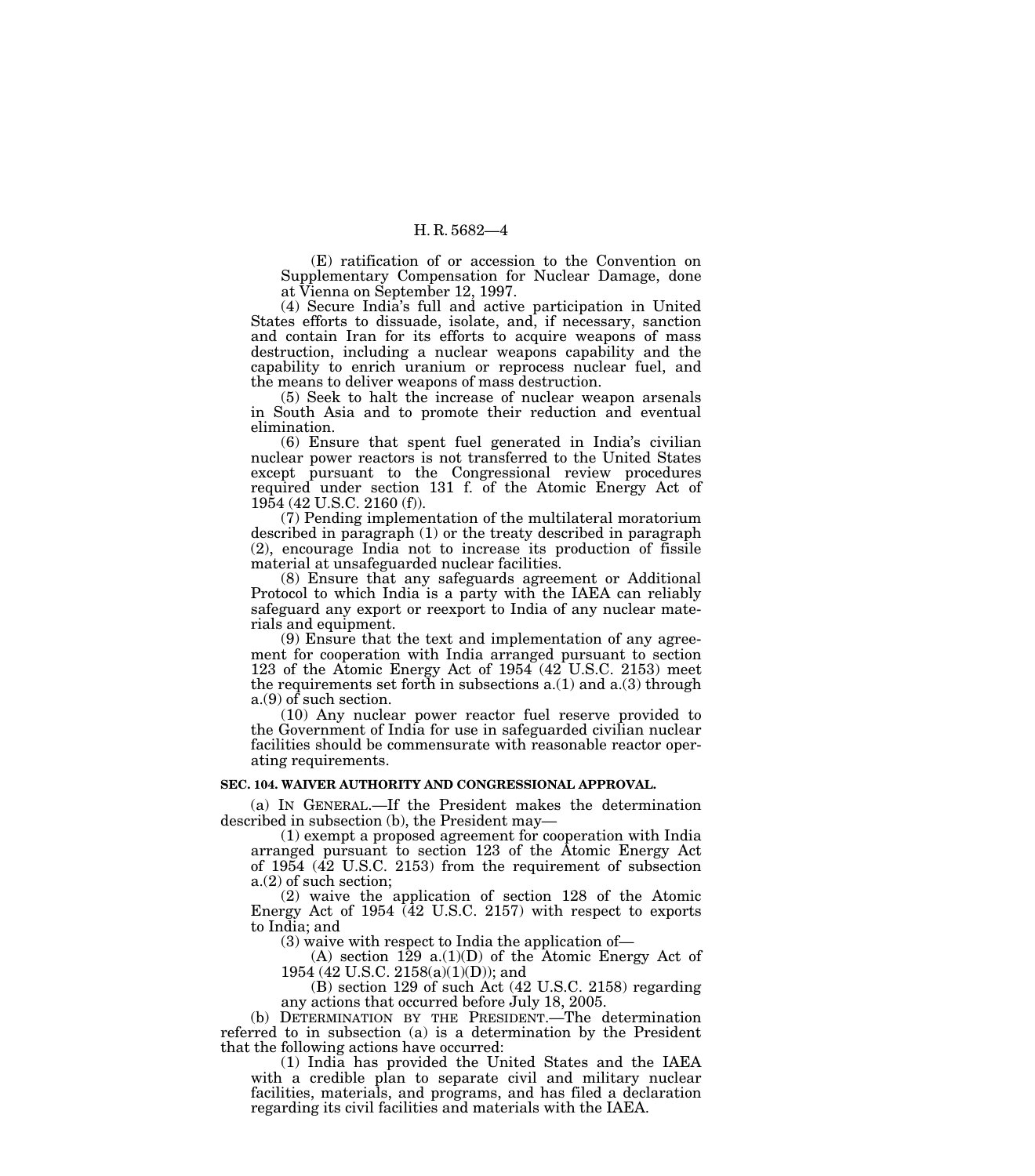(E) ratification of or accession to the Convention on Supplementary Compensation for Nuclear Damage, done at Vienna on September 12, 1997.

(4) Secure India's full and active participation in United States efforts to dissuade, isolate, and, if necessary, sanction and contain Iran for its efforts to acquire weapons of mass destruction, including a nuclear weapons capability and the capability to enrich uranium or reprocess nuclear fuel, and the means to deliver weapons of mass destruction.

(5) Seek to halt the increase of nuclear weapon arsenals in South Asia and to promote their reduction and eventual elimination.

(6) Ensure that spent fuel generated in India's civilian nuclear power reactors is not transferred to the United States except pursuant to the Congressional review procedures required under section 131 f. of the Atomic Energy Act of 1954 (42 U.S.C. 2160 (f)).

(7) Pending implementation of the multilateral moratorium described in paragraph (1) or the treaty described in paragraph (2), encourage India not to increase its production of fissile material at unsafeguarded nuclear facilities.

(8) Ensure that any safeguards agreement or Additional Protocol to which India is a party with the IAEA can reliably safeguard any export or reexport to India of any nuclear materials and equipment.

(9) Ensure that the text and implementation of any agreement for cooperation with India arranged pursuant to section 123 of the Atomic Energy Act of 1954 (42 U.S.C. 2153) meet the requirements set forth in subsections a.(1) and a.(3) through a.(9) of such section.

(10) Any nuclear power reactor fuel reserve provided to the Government of India for use in safeguarded civilian nuclear facilities should be commensurate with reasonable reactor operating requirements.

**SEC. 104. WAIVER AUTHORITY AND CONGRESSIONAL APPROVAL.**

(a) IN GENERAL.—If the President makes the determination described in subsection (b), the President may—

(1) exempt a proposed agreement for cooperation with India arranged pursuant to section 123 of the Atomic Energy Act of 1954 (42 U.S.C. 2153) from the requirement of subsection a.(2) of such section;

(2) waive the application of section 128 of the Atomic Energy Act of 1954 (42 U.S.C. 2157) with respect to exports to India; and

(3) waive with respect to India the application of—

(A) section 129 a.(1)(D) of the Atomic Energy Act of 1954 (42 U.S.C. 2158(a)(1)(D)); and

(B) section 129 of such Act (42 U.S.C. 2158) regarding any actions that occurred before July 18, 2005.

(b) DETERMINATION BY THE PRESIDENT.—The determination referred to in subsection (a) is a determination by the President that the following actions have occurred:

(1) India has provided the United States and the IAEA with a credible plan to separate civil and military nuclear facilities, materials, and programs, and has filed a declaration regarding its civil facilities and materials with the IAEA.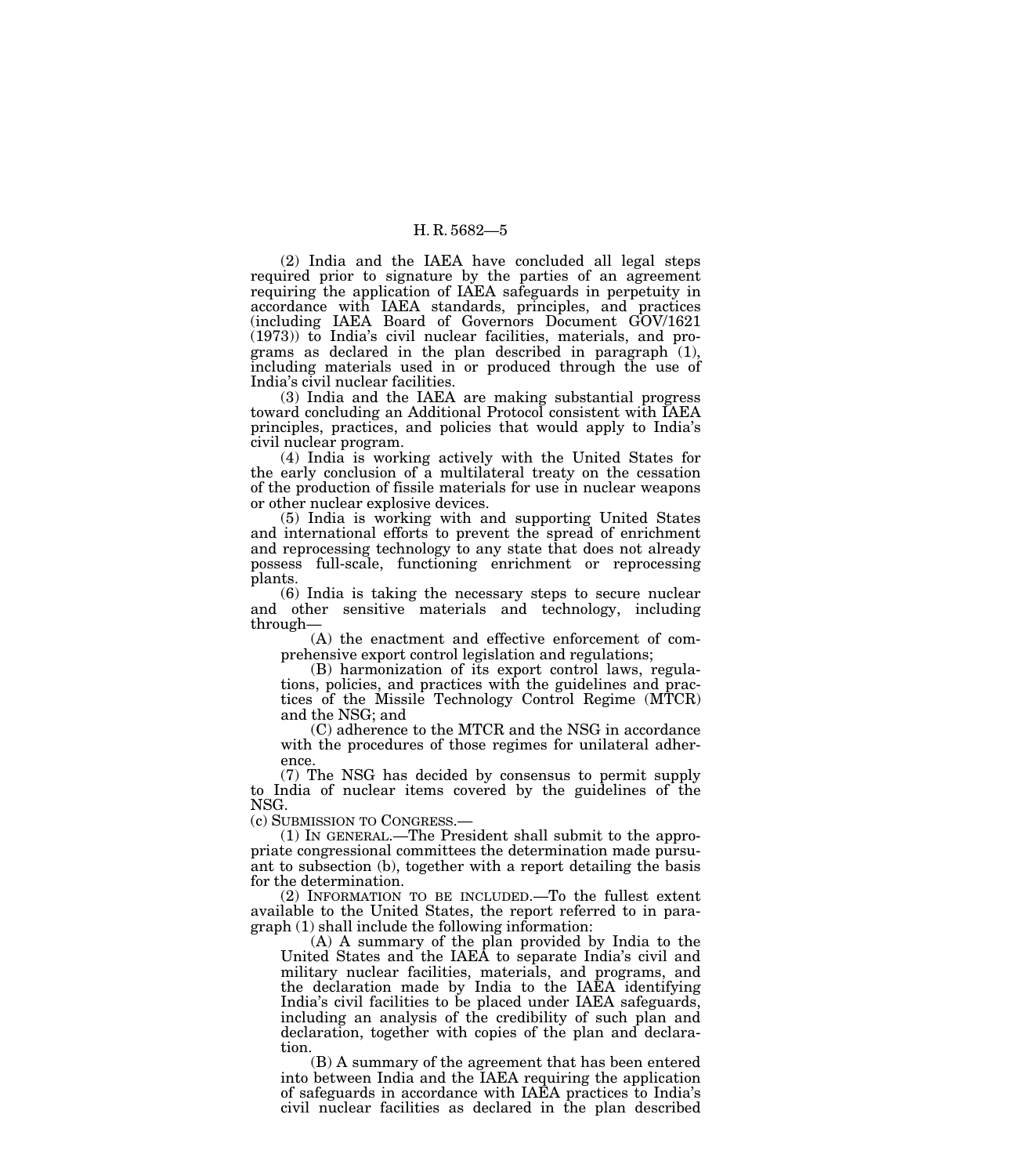(2) India and the IAEA have concluded all legal steps required prior to signature by the parties of an agreement requiring the application of IAEA safeguards in perpetuity in accordance with IAEA standards, principles, and practices (including IAEA Board of Governors Document GOV/1621 (1973)) to India's civil nuclear facilities, materials, and programs as declared in the plan described in paragraph (1), including materials used in or produced through the use of India's civil nuclear facilities.

(3) India and the IAEA are making substantial progress toward concluding an Additional Protocol consistent with IAEA principles, practices, and policies that would apply to India's civil nuclear program.

(4) India is working actively with the United States for the early conclusion of a multilateral treaty on the cessation of the production of fissile materials for use in nuclear weapons or other nuclear explosive devices.

(5) India is working with and supporting United States and international efforts to prevent the spread of enrichment and reprocessing technology to any state that does not already possess full-scale, functioning enrichment or reprocessing plants.

(6) India is taking the necessary steps to secure nuclear and other sensitive materials and technology, including through—

(A) the enactment and effective enforcement of comprehensive export control legislation and regulations;

(B) harmonization of its export control laws, regulations, policies, and practices with the guidelines and practices of the Missile Technology Control Regime (MTCR) and the NSG; and

(C) adherence to the MTCR and the NSG in accordance with the procedures of those regimes for unilateral adherence.

(7) The NSG has decided by consensus to permit supply to India of nuclear items covered by the guidelines of the NSG.

(c) SUBMISSION TO CONGRESS.—

(1) IN GENERAL.—The President shall submit to the appropriate congressional committees the determination made pursuant to subsection (b), together with a report detailing the basis for the determination.

(2) INFORMATION TO BE INCLUDED.—To the fullest extent available to the United States, the report referred to in paragraph (1) shall include the following information:

(A) A summary of the plan provided by India to the United States and the IAEA to separate India's civil and military nuclear facilities, materials, and programs, and the declaration made by India to the IAEA identifying India's civil facilities to be placed under IAEA safeguards, including an analysis of the credibility of such plan and declaration, together with copies of the plan and declaration.

(B) A summary of the agreement that has been entered into between India and the IAEA requiring the application of safeguards in accordance with IAEA practices to India's civil nuclear facilities as declared in the plan described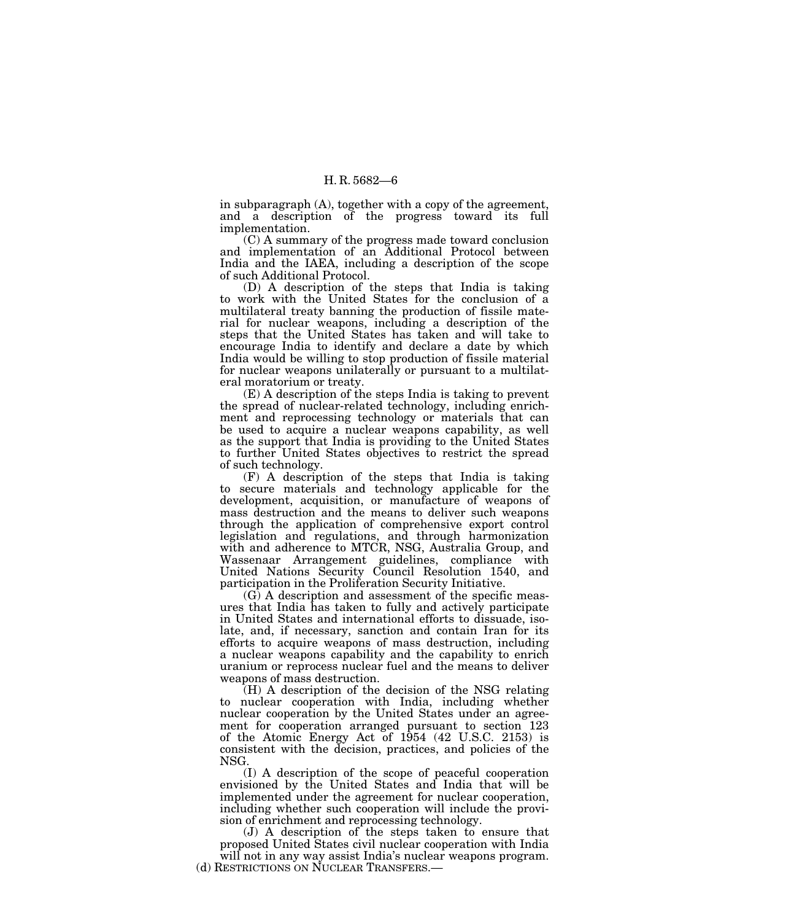in subparagraph (A), together with a copy of the agreement, and a description of the progress toward its full implementation.

(C) A summary of the progress made toward conclusion and implementation of an Additional Protocol between India and the IAEA, including a description of the scope of such Additional Protocol.

(D) A description of the steps that India is taking to work with the United States for the conclusion of a multilateral treaty banning the production of fissile material for nuclear weapons, including a description of the steps that the United States has taken and will take to encourage India to identify and declare a date by which India would be willing to stop production of fissile material for nuclear weapons unilaterally or pursuant to a multilateral moratorium or treaty.

(E) A description of the steps India is taking to prevent the spread of nuclear-related technology, including enrichment and reprocessing technology or materials that can be used to acquire a nuclear weapons capability, as well as the support that India is providing to the United States to further United States objectives to restrict the spread of such technology.

(F) A description of the steps that India is taking to secure materials and technology applicable for the development, acquisition, or manufacture of weapons of mass destruction and the means to deliver such weapons through the application of comprehensive export control legislation and regulations, and through harmonization with and adherence to MTCR, NSG, Australia Group, and Wassenaar Arrangement guidelines, compliance with United Nations Security Council Resolution 1540, and participation in the Proliferation Security Initiative.

(G) A description and assessment of the specific measures that India has taken to fully and actively participate in United States and international efforts to dissuade, isolate, and, if necessary, sanction and contain Iran for its efforts to acquire weapons of mass destruction, including a nuclear weapons capability and the capability to enrich uranium or reprocess nuclear fuel and the means to deliver weapons of mass destruction.

(H) A description of the decision of the NSG relating to nuclear cooperation with India, including whether nuclear cooperation by the United States under an agreement for cooperation arranged pursuant to section 123 of the Atomic Energy Act of 1954 (42 U.S.C. 2153) is consistent with the decision, practices, and policies of the NSG.

(I) A description of the scope of peaceful cooperation envisioned by the United States and India that will be implemented under the agreement for nuclear cooperation, including whether such cooperation will include the provision of enrichment and reprocessing technology.

(J) A description of the steps taken to ensure that proposed United States civil nuclear cooperation with India will not in any way assist India's nuclear weapons program.

(d) RESTRICTIONS ON NUCLEAR TRANSFERS.—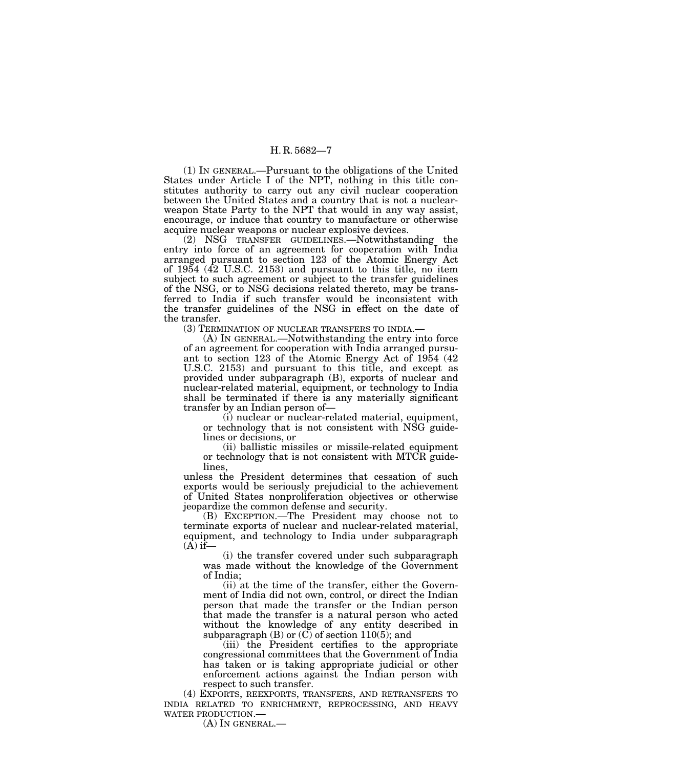(1) IN GENERAL.—Pursuant to the obligations of the United States under Article I of the NPT, nothing in this title constitutes authority to carry out any civil nuclear cooperation between the United States and a country that is not a nuclear-weapon State Party to the NPT that would in any way assist, encourage, or induce that country to manufacture or otherwise acquire nuclear weapons or nuclear explosive devices.

(2) NSG TRANSFER GUIDELINES.—Notwithstanding the entry into force of an agreement for cooperation with India arranged pursuant to section 123 of the Atomic Energy Act of 1954 (42 U.S.C. 2153) and pursuant to this title, no item subject to such agreement or subject to the transfer guidelines of the NSG, or to NSG decisions related thereto, may be transferred to India if such transfer would be inconsistent with the transfer guidelines of the NSG in effect on the date of the transfer.

(3) TERMINATION OF NUCLEAR TRANSFERS TO INDIA.—

(A) IN GENERAL.—Notwithstanding the entry into force of an agreement for cooperation with India arranged pursuant to section 123 of the Atomic Energy Act of 1954 (42 U.S.C. 2153) and pursuant to this title, and except as provided under subparagraph (B), exports of nuclear and nuclear-related material, equipment, or technology to India shall be terminated if there is any materially significant transfer by an Indian person of—

(i) nuclear or nuclear-related material, equipment, or technology that is not consistent with NSG guidelines or decisions, or

(ii) ballistic missiles or missile-related equipment or technology that is not consistent with MTCR guidelines,

unless the President determines that cessation of such exports would be seriously prejudicial to the achievement of United States nonproliferation objectives or otherwise jeopardize the common defense and security.

(B) EXCEPTION.—The President may choose not to terminate exports of nuclear and nuclear-related material, equipment, and technology to India under subparagraph (A) if—

(i) the transfer covered under such subparagraph was made without the knowledge of the Government of India;

(ii) at the time of the transfer, either the Government of India did not own, control, or direct the Indian person that made the transfer or the Indian person that made the transfer is a natural person who acted without the knowledge of any entity described in subparagraph (B) or (C) of section 110(5); and

(iii) the President certifies to the appropriate congressional committees that the Government of India has taken or is taking appropriate judicial or other enforcement actions against the Indian person with respect to such transfer.

(4) EXPORTS, REEXPORTS, TRANSFERS, AND RETRANSFERS TO INDIA RELATED TO ENRICHMENT, REPROCESSING, AND HEAVY WATER PRODUCTION.—

(A) IN GENERAL.—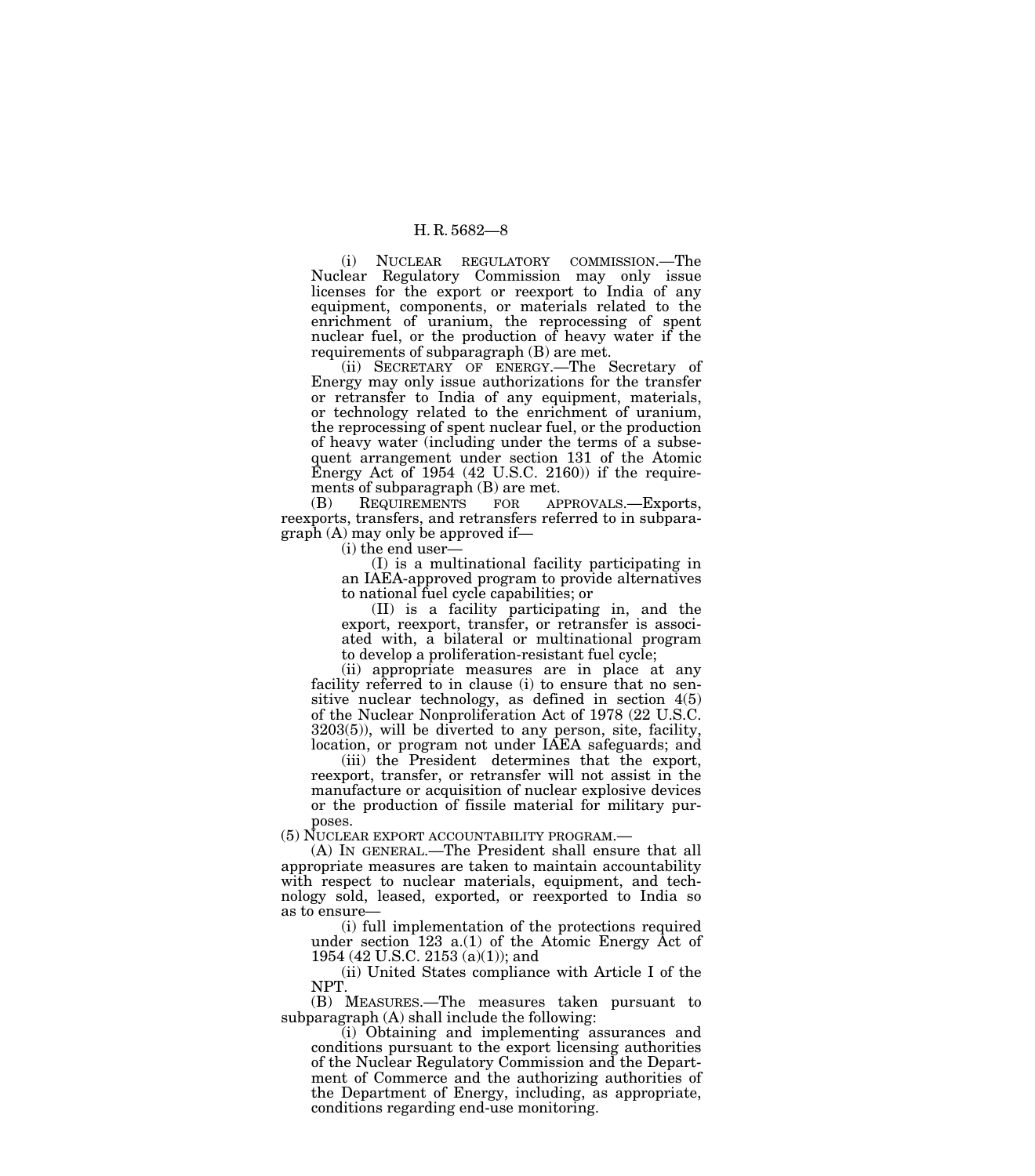(i) NUCLEAR REGULATORY COMMISSION.—The Nuclear Regulatory Commission may only issue licenses for the export or reexport to India of any equipment, components, or materials related to the enrichment of uranium, the reprocessing of spent nuclear fuel, or the production of heavy water if the requirements of subparagraph (B) are met.

(ii) SECRETARY OF ENERGY.—The Secretary of Energy may only issue authorizations for the transfer or retransfer to India of any equipment, materials, or technology related to the enrichment of uranium, the reprocessing of spent nuclear fuel, or the production of heavy water (including under the terms of a subsequent arrangement under section 131 of the Atomic Energy Act of 1954 (42 U.S.C. 2160)) if the requirements of subparagraph (B) are met.

(B) REQUIREMENTS FOR APPROVALS.—Exports, reexports, transfers, and retransfers referred to in subparagraph (A) may only be approved if—

(i) the end user—

(I) is a multinational facility participating in an IAEA-approved program to provide alternatives to national fuel cycle capabilities; or

(II) is a facility participating in, and the export, reexport, transfer, or retransfer is associated with, a bilateral or multinational program to develop a proliferation-resistant fuel cycle;

(ii) appropriate measures are in place at any facility referred to in clause (i) to ensure that no sensitive nuclear technology, as defined in section 4(5) of the Nuclear Nonproliferation Act of 1978 (22 U.S.C. 3203(5)), will be diverted to any person, site, facility, location, or program not under IAEA safeguards; and

(iii) the President determines that the export, reexport, transfer, or retransfer will not assist in the manufacture or acquisition of nuclear explosive devices or the production of fissile material for military purposes.

(5) NUCLEAR EXPORT ACCOUNTABILITY PROGRAM.—

(A) IN GENERAL.—The President shall ensure that all appropriate measures are taken to maintain accountability with respect to nuclear materials, equipment, and technology sold, leased, exported, or reexported to India so as to ensure—

(i) full implementation of the protections required under section 123 a.(1) of the Atomic Energy Act of 1954 (42 U.S.C. 2153 (a)(1)); and

(ii) United States compliance with Article I of the NPT.

(B) MEASURES.—The measures taken pursuant to subparagraph (A) shall include the following:

(i) Obtaining and implementing assurances and conditions pursuant to the export licensing authorities of the Nuclear Regulatory Commission and the Department of Commerce and the authorizing authorities of the Department of Energy, including, as appropriate, conditions regarding end-use monitoring.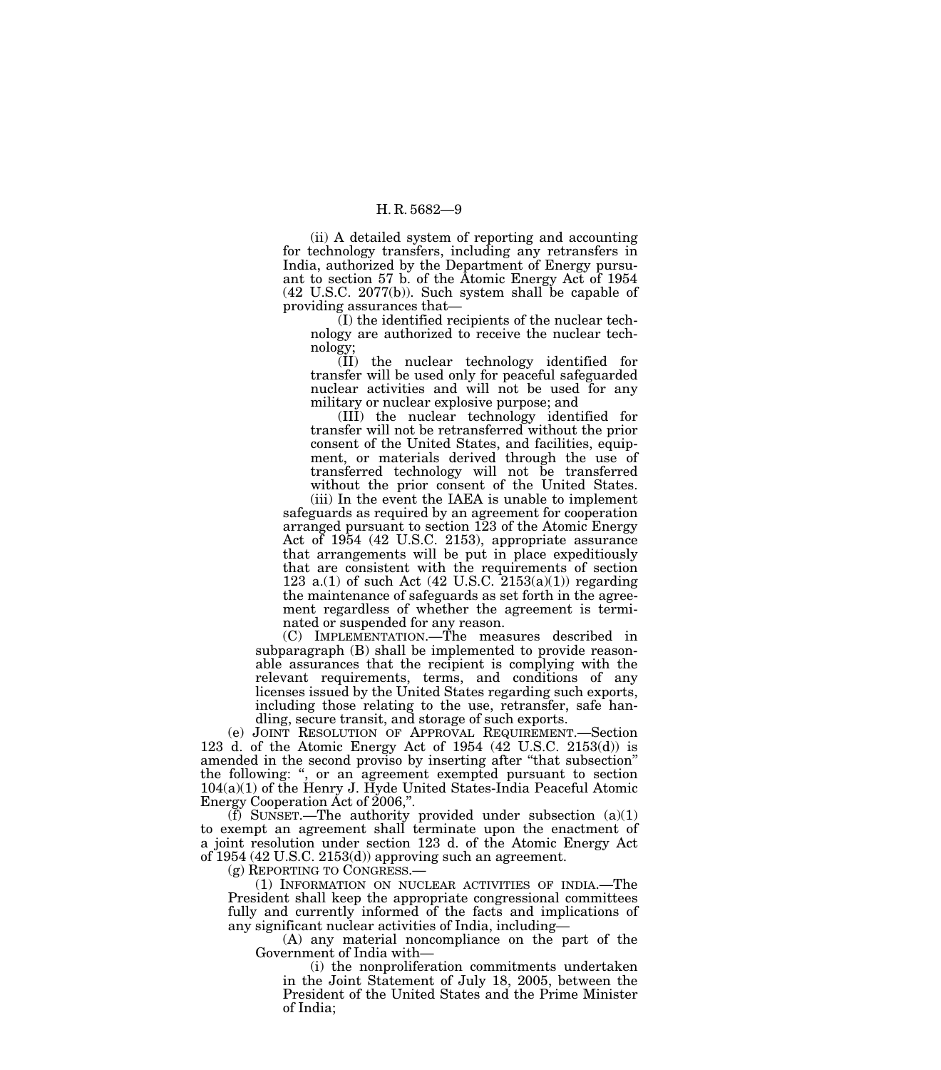(ii) A detailed system of reporting and accounting for technology transfers, including any retransfers in India, authorized by the Department of Energy pursuant to section 57 b. of the Atomic Energy Act of 1954 (42 U.S.C. 2077(b)). Such system shall be capable of providing assurances that—

(I) the identified recipients of the nuclear technology are authorized to receive the nuclear technology;

(II) the nuclear technology identified for transfer will be used only for peaceful safeguarded nuclear activities and will not be used for any military or nuclear explosive purpose; and

(III) the nuclear technology identified for transfer will not be retransferred without the prior consent of the United States, and facilities, equipment, or materials derived through the use of transferred technology will not be transferred without the prior consent of the United States.

(iii) In the event the IAEA is unable to implement safeguards as required by an agreement for cooperation arranged pursuant to section 123 of the Atomic Energy Act of 1954 (42 U.S.C. 2153), appropriate assurance that arrangements will be put in place expeditiously that are consistent with the requirements of section 123 a.(1) of such Act (42 U.S.C. 2153(a)(1)) regarding the maintenance of safeguards as set forth in the agreement regardless of whether the agreement is terminated or suspended for any reason.

(C) IMPLEMENTATION.—The measures described in subparagraph (B) shall be implemented to provide reasonable assurances that the recipient is complying with the relevant requirements, terms, and conditions of any licenses issued by the United States regarding such exports, including those relating to the use, retransfer, safe handling, secure transit, and storage of such exports.

(e) JOINT RESOLUTION OF APPROVAL REQUIREMENT.—Section 123 d. of the Atomic Energy Act of 1954 (42 U.S.C. 2153(d)) is amended in the second proviso by inserting after "that subsection" the following: ", or an agreement exempted pursuant to section 104(a)(1) of the Henry J. Hyde United States-India Peaceful Atomic Energy Cooperation Act of 2006,".

(f) SUNSET.—The authority provided under subsection (a)(1) to exempt an agreement shall terminate upon the enactment of a joint resolution under section 123 d. of the Atomic Energy Act of 1954 (42 U.S.C. 2153(d)) approving such an agreement.

(g) REPORTING TO CONGRESS.—

(1) INFORMATION ON NUCLEAR ACTIVITIES OF INDIA.—The President shall keep the appropriate congressional committees fully and currently informed of the facts and implications of any significant nuclear activities of India, including—

(A) any material noncompliance on the part of the Government of India with—

(i) the nonproliferation commitments undertaken in the Joint Statement of July 18, 2005, between the President of the United States and the Prime Minister of India;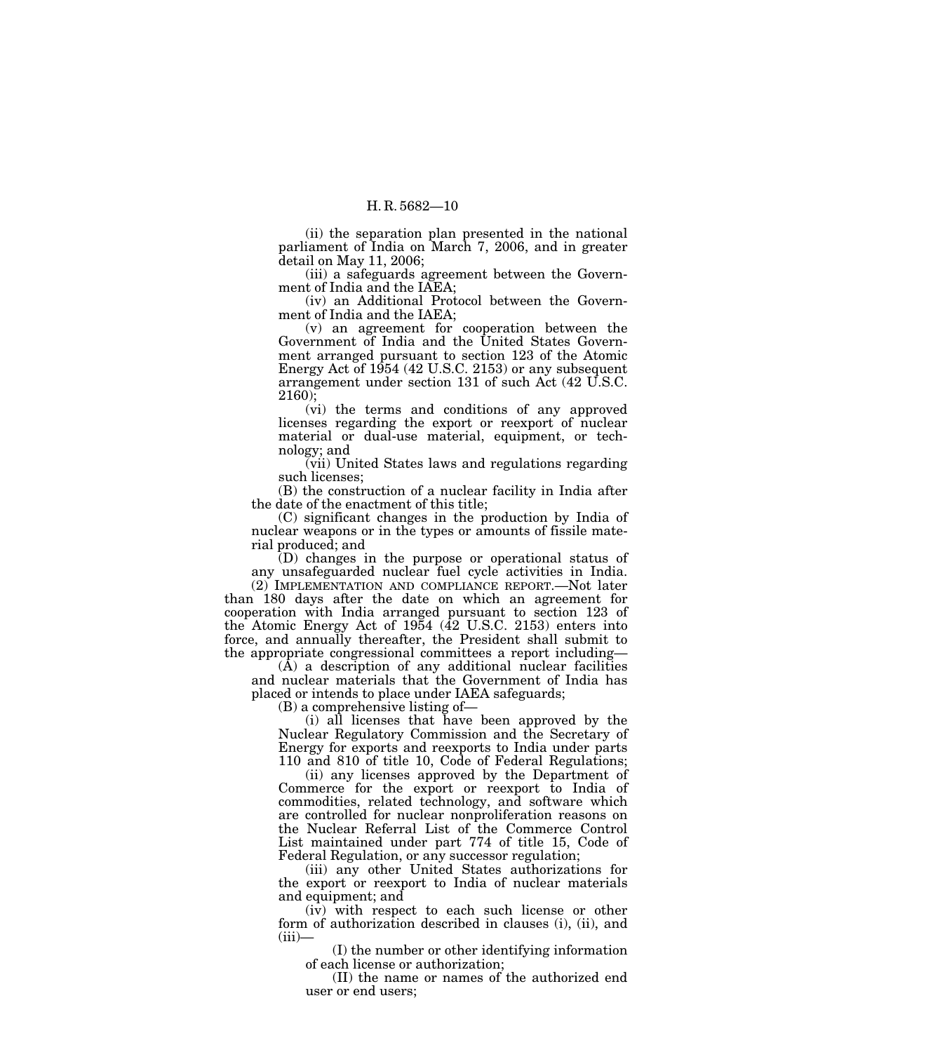(ii) the separation plan presented in the national parliament of India on March 7, 2006, and in greater detail on May 11, 2006;

(iii) a safeguards agreement between the Government of India and the IAEA;

(iv) an Additional Protocol between the Government of India and the IAEA;

(v) an agreement for cooperation between the Government of India and the United States Government arranged pursuant to section 123 of the Atomic Energy Act of 1954 (42 U.S.C. 2153) or any subsequent arrangement under section 131 of such Act (42 U.S.C. 2160);

(vi) the terms and conditions of any approved licenses regarding the export or reexport of nuclear material or dual-use material, equipment, or technology; and

(vii) United States laws and regulations regarding such licenses;

(B) the construction of a nuclear facility in India after the date of the enactment of this title;

(C) significant changes in the production by India of nuclear weapons or in the types or amounts of fissile material produced; and

(D) changes in the purpose or operational status of any unsafeguarded nuclear fuel cycle activities in India.

(2) IMPLEMENTATION AND COMPLIANCE REPORT.—Not later than 180 days after the date on which an agreement for cooperation with India arranged pursuant to section 123 of the Atomic Energy Act of 1954 (42 U.S.C. 2153) enters into force, and annually thereafter, the President shall submit to the appropriate congressional committees a report including—

(A) a description of any additional nuclear facilities and nuclear materials that the Government of India has placed or intends to place under IAEA safeguards;

(B) a comprehensive listing of—

(i) all licenses that have been approved by the Nuclear Regulatory Commission and the Secretary of Energy for exports and reexports to India under parts 110 and 810 of title 10, Code of Federal Regulations;

(ii) any licenses approved by the Department of Commerce for the export or reexport to India of commodities, related technology, and software which are controlled for nuclear nonproliferation reasons on the Nuclear Referral List of the Commerce Control List maintained under part 774 of title 15, Code of Federal Regulation, or any successor regulation;

(iii) any other United States authorizations for the export or reexport to India of nuclear materials and equipment; and

(iv) with respect to each such license or other form of authorization described in clauses (i), (ii), and (iii)—

(I) the number or other identifying information of each license or authorization;

(II) the name or names of the authorized end user or end users;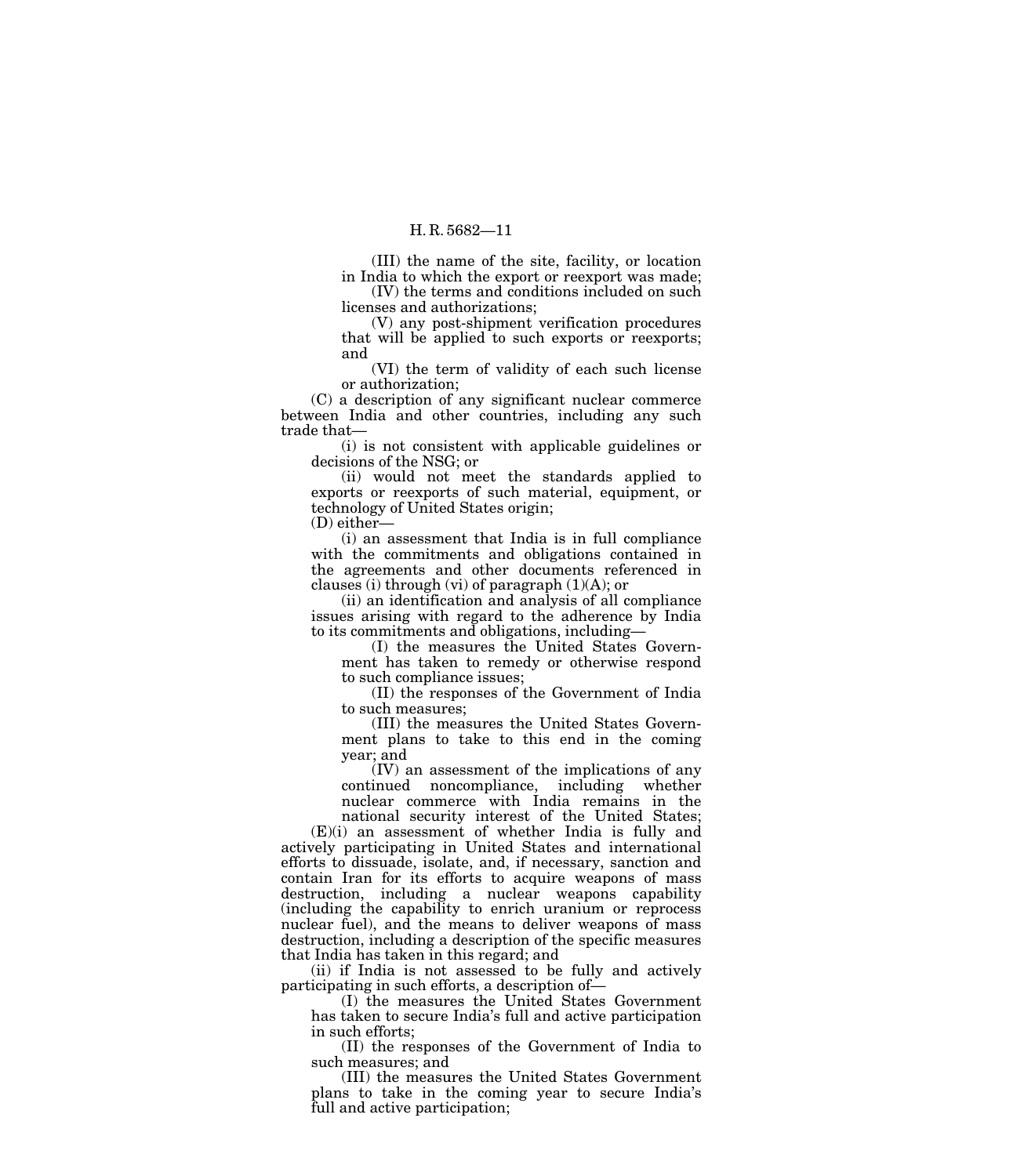(III) the name of the site, facility, or location in India to which the export or reexport was made;

(IV) the terms and conditions included on such licenses and authorizations;

(V) any post-shipment verification procedures that will be applied to such exports or reexports; and

(VI) the term of validity of each such license or authorization;

(C) a description of any significant nuclear commerce between India and other countries, including any such trade that—

(i) is not consistent with applicable guidelines or decisions of the NSG; or

(ii) would not meet the standards applied to exports or reexports of such material, equipment, or technology of United States origin;

(D) either—

(i) an assessment that India is in full compliance with the commitments and obligations contained in the agreements and other documents referenced in clauses (i) through (vi) of paragraph (1)(A); or

(ii) an identification and analysis of all compliance issues arising with regard to the adherence by India to its commitments and obligations, including—

(I) the measures the United States Government has taken to remedy or otherwise respond to such compliance issues;

(II) the responses of the Government of India to such measures;

(III) the measures the United States Government plans to take to this end in the coming year; and

(IV) an assessment of the implications of any continued noncompliance, including whether nuclear commerce with India remains in the national security interest of the United States;

(E)(i) an assessment of whether India is fully and actively participating in United States and international efforts to dissuade, isolate, and, if necessary, sanction and contain Iran for its efforts to acquire weapons of mass destruction, including a nuclear weapons capability (including the capability to enrich uranium or reprocess nuclear fuel), and the means to deliver weapons of mass destruction, including a description of the specific measures that India has taken in this regard; and

(ii) if India is not assessed to be fully and actively participating in such efforts, a description of—

(I) the measures the United States Government has taken to secure India's full and active participation in such efforts;

(II) the responses of the Government of India to such measures; and

(III) the measures the United States Government plans to take in the coming year to secure India's full and active participation;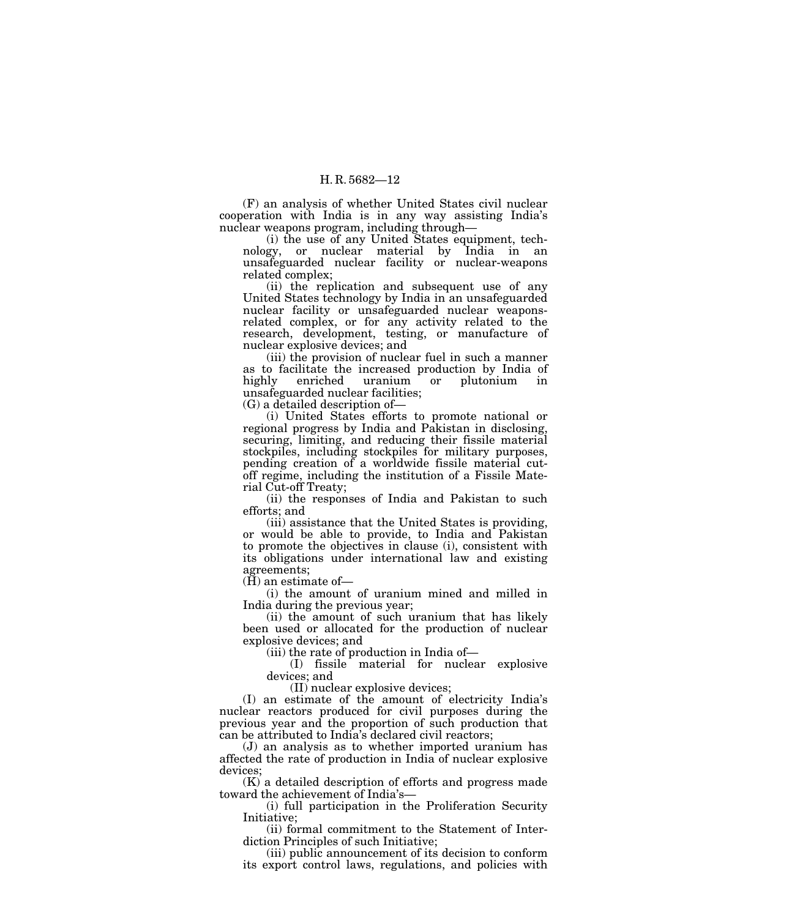(F) an analysis of whether United States civil nuclear cooperation with India is in any way assisting India's nuclear weapons program, including through—

(i) the use of any United States equipment, technology, or nuclear material by India in an unsafeguarded nuclear facility or nuclear-weapons related complex;

(ii) the replication and subsequent use of any United States technology by India in an unsafeguarded nuclear facility or unsafeguarded nuclear weapons-related complex, or for any activity related to the research, development, testing, or manufacture of nuclear explosive devices; and

(iii) the provision of nuclear fuel in such a manner as to facilitate the increased production by India of highly enriched uranium or plutonium in unsafeguarded nuclear facilities;

(G) a detailed description of—

(i) United States efforts to promote national or regional progress by India and Pakistan in disclosing, securing, limiting, and reducing their fissile material stockpiles, including stockpiles for military purposes, pending creation of a worldwide fissile material cut-off regime, including the institution of a Fissile Material Cut-off Treaty;

(ii) the responses of India and Pakistan to such efforts; and

(iii) assistance that the United States is providing, or would be able to provide, to India and Pakistan to promote the objectives in clause (i), consistent with its obligations under international law and existing agreements;

(H) an estimate of—

(i) the amount of uranium mined and milled in India during the previous year;

(ii) the amount of such uranium that has likely been used or allocated for the production of nuclear explosive devices; and

(iii) the rate of production in India of—

(I) fissile material for nuclear explosive devices; and

(II) nuclear explosive devices;

(I) an estimate of the amount of electricity India's nuclear reactors produced for civil purposes during the previous year and the proportion of such production that can be attributed to India's declared civil reactors;

(J) an analysis as to whether imported uranium has affected the rate of production in India of nuclear explosive devices;

(K) a detailed description of efforts and progress made toward the achievement of India's—

(i) full participation in the Proliferation Security Initiative;

(ii) formal commitment to the Statement of Interdiction Principles of such Initiative;

(iii) public announcement of its decision to conform its export control laws, regulations, and policies with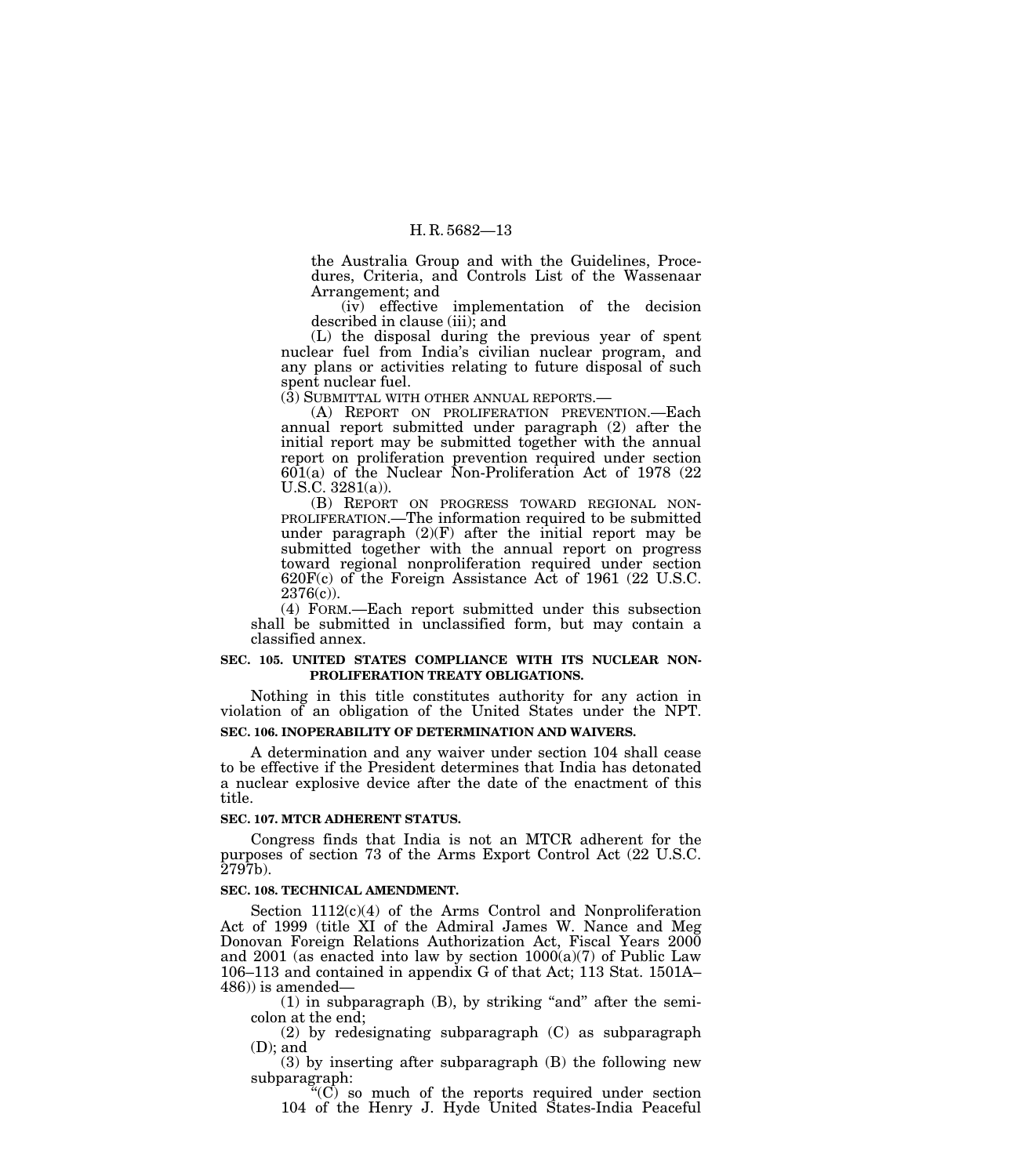the Australia Group and with the Guidelines, Procedures, Criteria, and Controls List of the Wassenaar Arrangement; and

(iv) effective implementation of the decision described in clause (iii); and

(L) the disposal during the previous year of spent nuclear fuel from India's civilian nuclear program, and any plans or activities relating to future disposal of such spent nuclear fuel.

(3) SUBMITTAL WITH OTHER ANNUAL REPORTS.—

(A) REPORT ON PROLIFERATION PREVENTION.—Each annual report submitted under paragraph (2) after the initial report may be submitted together with the annual report on proliferation prevention required under section 601(a) of the Nuclear Non-Proliferation Act of 1978 (22 U.S.C. 3281(a)).

(B) REPORT ON PROGRESS TOWARD REGIONAL NON-PROLIFERATION.—The information required to be submitted under paragraph (2)(F) after the initial report may be submitted together with the annual report on progress toward regional nonproliferation required under section 620F(c) of the Foreign Assistance Act of 1961 (22 U.S.C. 2376(c)).

(4) FORM.—Each report submitted under this subsection shall be submitted in unclassified form, but may contain a classified annex.

### SEC. 105. UNITED STATES COMPLIANCE WITH ITS NUCLEAR NON-PROLIFERATION TREATY OBLIGATIONS.

Nothing in this title constitutes authority for any action in violation of an obligation of the United States under the NPT.

### SEC. 106. INOPERABILITY OF DETERMINATION AND WAIVERS.

A determination and any waiver under section 104 shall cease to be effective if the President determines that India has detonated a nuclear explosive device after the date of the enactment of this title.

### SEC. 107. MTCR ADHERENT STATUS.

Congress finds that India is not an MTCR adherent for the purposes of section 73 of the Arms Export Control Act (22 U.S.C. 2797b).

### SEC. 108. TECHNICAL AMENDMENT.

Section 1112(c)(4) of the Arms Control and Nonproliferation Act of 1999 (title XI of the Admiral James W. Nance and Meg Donovan Foreign Relations Authorization Act, Fiscal Years 2000 and 2001 (as enacted into law by section 1000(a)(7) of Public Law 106–113 and contained in appendix G of that Act; 113 Stat. 1501A–486)) is amended—

(1) in subparagraph (B), by striking "and" after the semicolon at the end;

(2) by redesignating subparagraph (C) as subparagraph (D); and

(3) by inserting after subparagraph (B) the following new subparagraph:

"(C) so much of the reports required under section 104 of the Henry J. Hyde United States-India Peaceful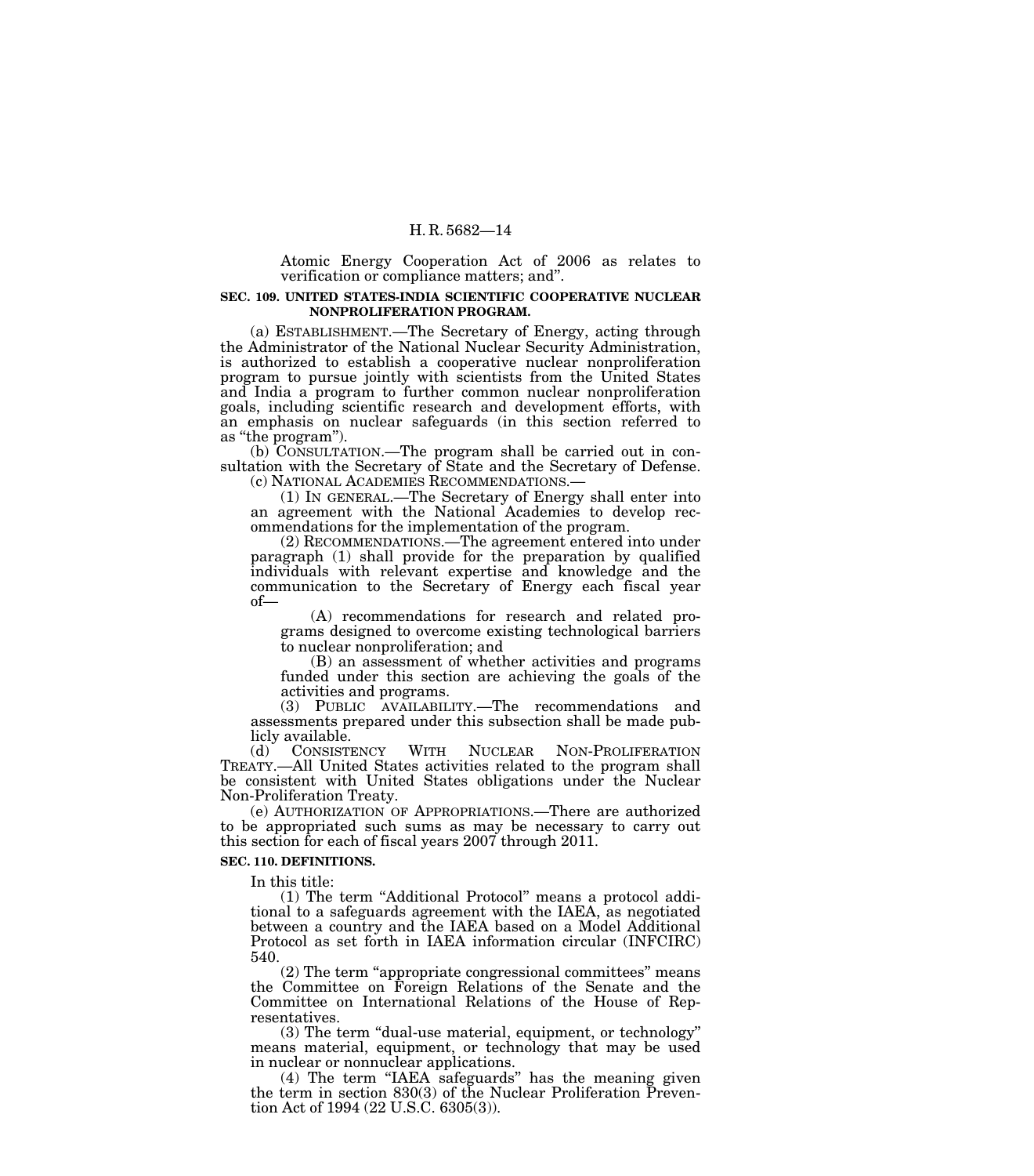Atomic Energy Cooperation Act of 2006 as relates to verification or compliance matters; and".

**SEC. 109. UNITED STATES-INDIA SCIENTIFIC COOPERATIVE NUCLEAR NONPROLIFERATION PROGRAM.**

(a) ESTABLISHMENT.—The Secretary of Energy, acting through the Administrator of the National Nuclear Security Administration, is authorized to establish a cooperative nuclear nonproliferation program to pursue jointly with scientists from the United States and India a program to further common nuclear nonproliferation goals, including scientific research and development efforts, with an emphasis on nuclear safeguards (in this section referred to as "the program").

(b) CONSULTATION.—The program shall be carried out in consultation with the Secretary of State and the Secretary of Defense.

(c) NATIONAL ACADEMIES RECOMMENDATIONS.—

(1) IN GENERAL.—The Secretary of Energy shall enter into an agreement with the National Academies to develop recommendations for the implementation of the program.

(2) RECOMMENDATIONS.—The agreement entered into under paragraph (1) shall provide for the preparation by qualified individuals with relevant expertise and knowledge and the communication to the Secretary of Energy each fiscal year of—

(A) recommendations for research and related programs designed to overcome existing technological barriers to nuclear nonproliferation; and

(B) an assessment of whether activities and programs funded under this section are achieving the goals of the activities and programs.

(3) PUBLIC AVAILABILITY.—The recommendations and assessments prepared under this subsection shall be made publicly available.

(d) CONSISTENCY WITH NUCLEAR NON-PROLIFERATION TREATY.—All United States activities related to the program shall be consistent with United States obligations under the Nuclear Non-Proliferation Treaty.

(e) AUTHORIZATION OF APPROPRIATIONS.—There are authorized to be appropriated such sums as may be necessary to carry out this section for each of fiscal years 2007 through 2011.

**SEC. 110. DEFINITIONS.**

In this title:

(1) The term "Additional Protocol" means a protocol additional to a safeguards agreement with the IAEA, as negotiated between a country and the IAEA based on a Model Additional Protocol as set forth in IAEA information circular (INFCIRC) 540.

(2) The term "appropriate congressional committees" means the Committee on Foreign Relations of the Senate and the Committee on International Relations of the House of Representatives.

(3) The term "dual-use material, equipment, or technology" means material, equipment, or technology that may be used in nuclear or nonnuclear applications.

(4) The term "IAEA safeguards" has the meaning given the term in section 830(3) of the Nuclear Proliferation Prevention Act of 1994 (22 U.S.C. 6305(3)).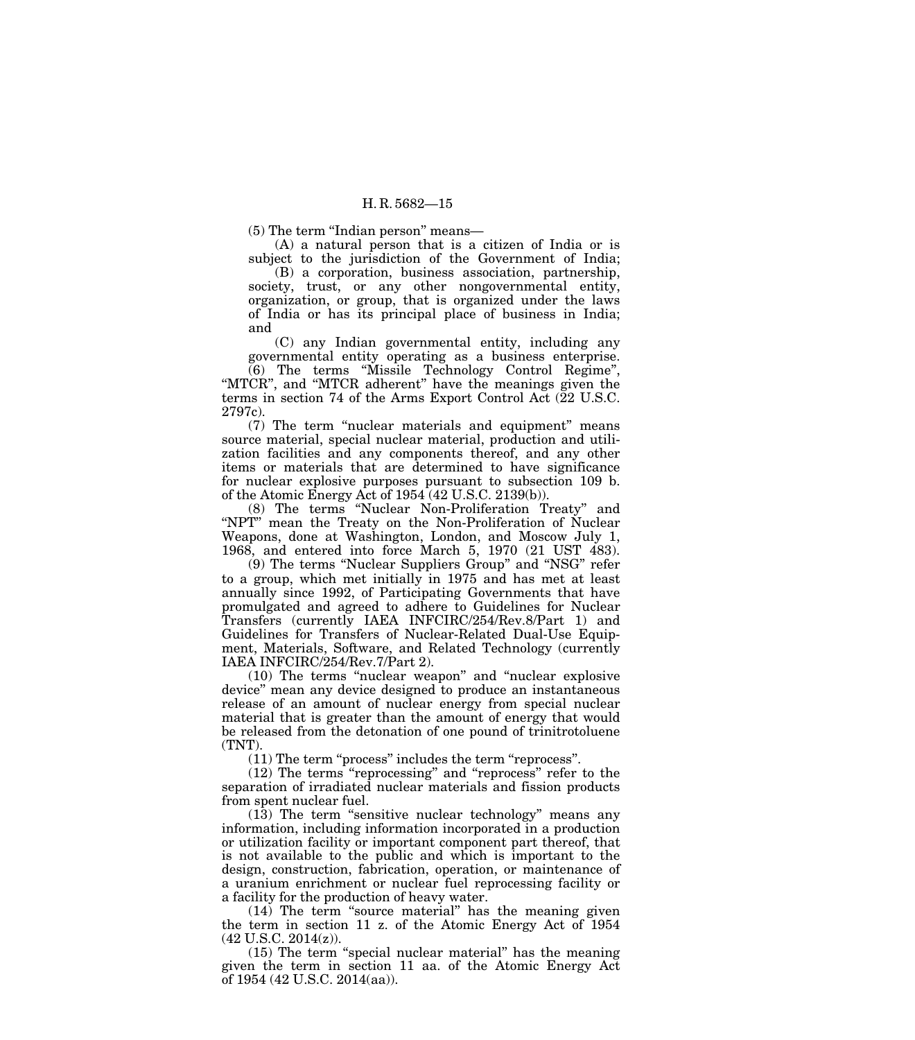(5) The term "Indian person" means—

(A) a natural person that is a citizen of India or is subject to the jurisdiction of the Government of India;

(B) a corporation, business association, partnership, society, trust, or any other nongovernmental entity, organization, or group, that is organized under the laws of India or has its principal place of business in India; and

(C) any Indian governmental entity, including any governmental entity operating as a business enterprise.

(6) The terms "Missile Technology Control Regime", "MTCR", and "MTCR adherent" have the meanings given the terms in section 74 of the Arms Export Control Act (22 U.S.C. 2797c).

(7) The term "nuclear materials and equipment" means source material, special nuclear material, production and utilization facilities and any components thereof, and any other items or materials that are determined to have significance for nuclear explosive purposes pursuant to subsection 109 b. of the Atomic Energy Act of 1954 (42 U.S.C. 2139(b)).

(8) The terms "Nuclear Non-Proliferation Treaty" and "NPT" mean the Treaty on the Non-Proliferation of Nuclear Weapons, done at Washington, London, and Moscow July 1, 1968, and entered into force March 5, 1970 (21 UST 483).

(9) The terms "Nuclear Suppliers Group" and "NSG" refer to a group, which met initially in 1975 and has met at least annually since 1992, of Participating Governments that have promulgated and agreed to adhere to Guidelines for Nuclear Transfers (currently IAEA INFCIRC/254/Rev.8/Part 1) and Guidelines for Transfers of Nuclear-Related Dual-Use Equipment, Materials, Software, and Related Technology (currently IAEA INFCIRC/254/Rev.7/Part 2).

(10) The terms "nuclear weapon" and "nuclear explosive device" mean any device designed to produce an instantaneous release of an amount of nuclear energy from special nuclear material that is greater than the amount of energy that would be released from the detonation of one pound of trinitrotoluene (TNT).

(11) The term "process" includes the term "reprocess".

(12) The terms "reprocessing" and "reprocess" refer to the separation of irradiated nuclear materials and fission products from spent nuclear fuel.

(13) The term "sensitive nuclear technology" means any information, including information incorporated in a production or utilization facility or important component part thereof, that is not available to the public and which is important to the design, construction, fabrication, operation, or maintenance of a uranium enrichment or nuclear fuel reprocessing facility or a facility for the production of heavy water.

(14) The term "source material" has the meaning given the term in section 11 z. of the Atomic Energy Act of 1954 (42 U.S.C. 2014(z)).

(15) The term "special nuclear material" has the meaning given the term in section 11 aa. of the Atomic Energy Act of 1954 (42 U.S.C. 2014(aa)).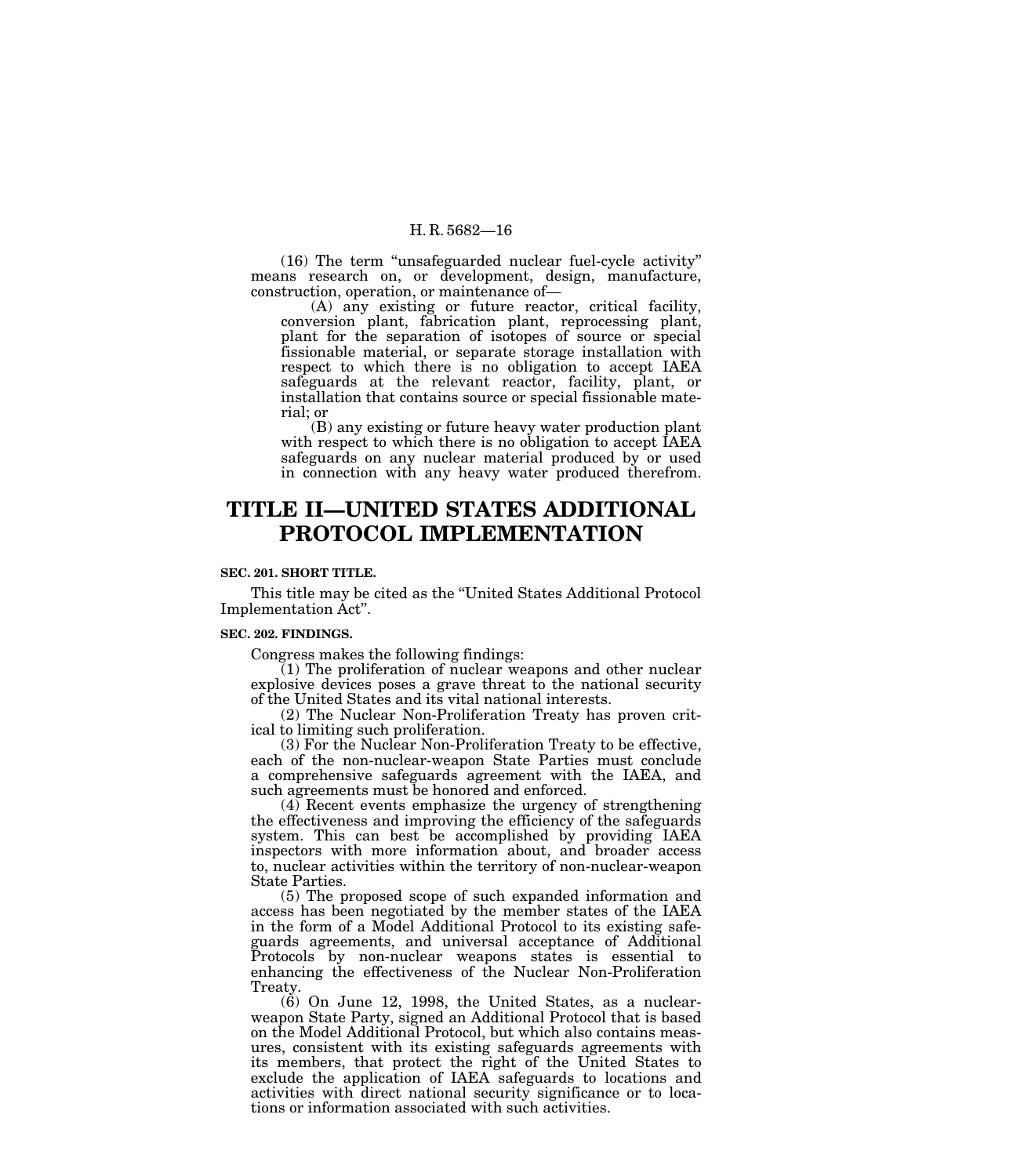(16) The term "unsafeguarded nuclear fuel-cycle activity" means research on, or development, design, manufacture, construction, operation, or maintenance of—

(A) any existing or future reactor, critical facility, conversion plant, fabrication plant, reprocessing plant, plant for the separation of isotopes of source or special fissionable material, or separate storage installation with respect to which there is no obligation to accept IAEA safeguards at the relevant reactor, facility, plant, or installation that contains source or special fissionable material; or

(B) any existing or future heavy water production plant with respect to which there is no obligation to accept IAEA safeguards on any nuclear material produced by or used in connection with any heavy water produced therefrom.

# TITLE II—UNITED STATES ADDITIONAL PROTOCOL IMPLEMENTATION

**SEC. 201. SHORT TITLE.**

This title may be cited as the "United States Additional Protocol Implementation Act".

**SEC. 202. FINDINGS.**

Congress makes the following findings:

(1) The proliferation of nuclear weapons and other nuclear explosive devices poses a grave threat to the national security of the United States and its vital national interests.

(2) The Nuclear Non-Proliferation Treaty has proven critical to limiting such proliferation.

(3) For the Nuclear Non-Proliferation Treaty to be effective, each of the non-nuclear-weapon State Parties must conclude a comprehensive safeguards agreement with the IAEA, and such agreements must be honored and enforced.

(4) Recent events emphasize the urgency of strengthening the effectiveness and improving the efficiency of the safeguards system. This can best be accomplished by providing IAEA inspectors with more information about, and broader access to, nuclear activities within the territory of non-nuclear-weapon State Parties.

(5) The proposed scope of such expanded information and access has been negotiated by the member states of the IAEA in the form of a Model Additional Protocol to its existing safeguards agreements, and universal acceptance of Additional Protocols by non-nuclear weapons states is essential to enhancing the effectiveness of the Nuclear Non-Proliferation Treaty.

(6) On June 12, 1998, the United States, as a nuclear-weapon State Party, signed an Additional Protocol that is based on the Model Additional Protocol, but which also contains measures, consistent with its existing safeguards agreements with its members, that protect the right of the United States to exclude the application of IAEA safeguards to locations and activities with direct national security significance or to locations or information associated with such activities.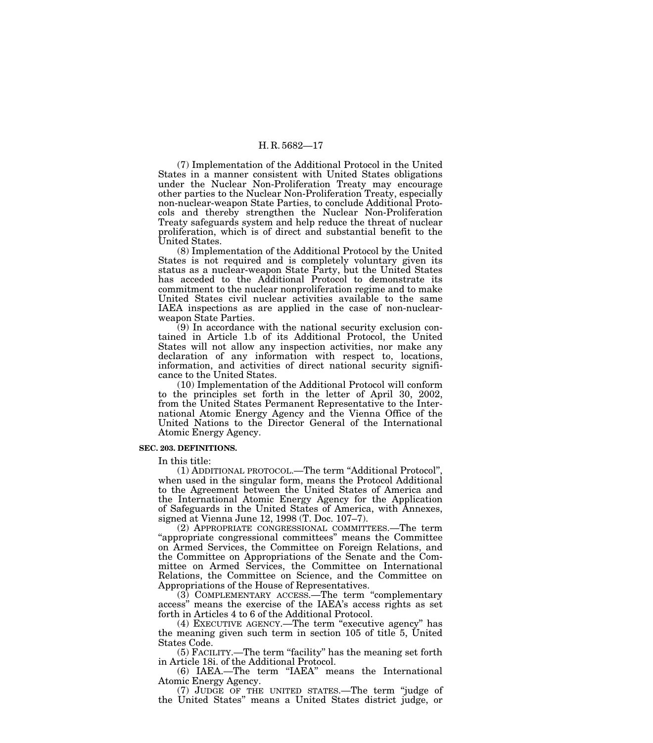(7) Implementation of the Additional Protocol in the United States in a manner consistent with United States obligations under the Nuclear Non-Proliferation Treaty may encourage other parties to the Nuclear Non-Proliferation Treaty, especially non-nuclear-weapon State Parties, to conclude Additional Protocols and thereby strengthen the Nuclear Non-Proliferation Treaty safeguards system and help reduce the threat of nuclear proliferation, which is of direct and substantial benefit to the United States.

(8) Implementation of the Additional Protocol by the United States is not required and is completely voluntary given its status as a nuclear-weapon State Party, but the United States has acceded to the Additional Protocol to demonstrate its commitment to the nuclear nonproliferation regime and to make United States civil nuclear activities available to the same IAEA inspections as are applied in the case of non-nuclear-weapon State Parties.

(9) In accordance with the national security exclusion contained in Article 1.b of its Additional Protocol, the United States will not allow any inspection activities, nor make any declaration of any information with respect to, locations, information, and activities of direct national security significance to the United States.

(10) Implementation of the Additional Protocol will conform to the principles set forth in the letter of April 30, 2002, from the United States Permanent Representative to the International Atomic Energy Agency and the Vienna Office of the United Nations to the Director General of the International Atomic Energy Agency.

**SEC. 203. DEFINITIONS.**

In this title:

(1) ADDITIONAL PROTOCOL.—The term "Additional Protocol", when used in the singular form, means the Protocol Additional to the Agreement between the United States of America and the International Atomic Energy Agency for the Application of Safeguards in the United States of America, with Annexes, signed at Vienna June 12, 1998 (T. Doc. 107–7).

(2) APPROPRIATE CONGRESSIONAL COMMITTEES.—The term "appropriate congressional committees" means the Committee on Armed Services, the Committee on Foreign Relations, and the Committee on Appropriations of the Senate and the Committee on Armed Services, the Committee on International Relations, the Committee on Science, and the Committee on Appropriations of the House of Representatives.

(3) COMPLEMENTARY ACCESS.—The term "complementary access" means the exercise of the IAEA's access rights as set forth in Articles 4 to 6 of the Additional Protocol.

(4) EXECUTIVE AGENCY.—The term "executive agency" has the meaning given such term in section 105 of title 5, United States Code.

(5) FACILITY.—The term "facility" has the meaning set forth in Article 18i. of the Additional Protocol.

(6) IAEA.—The term "IAEA" means the International Atomic Energy Agency.

(7) JUDGE OF THE UNITED STATES.—The term "judge of the United States" means a United States district judge, or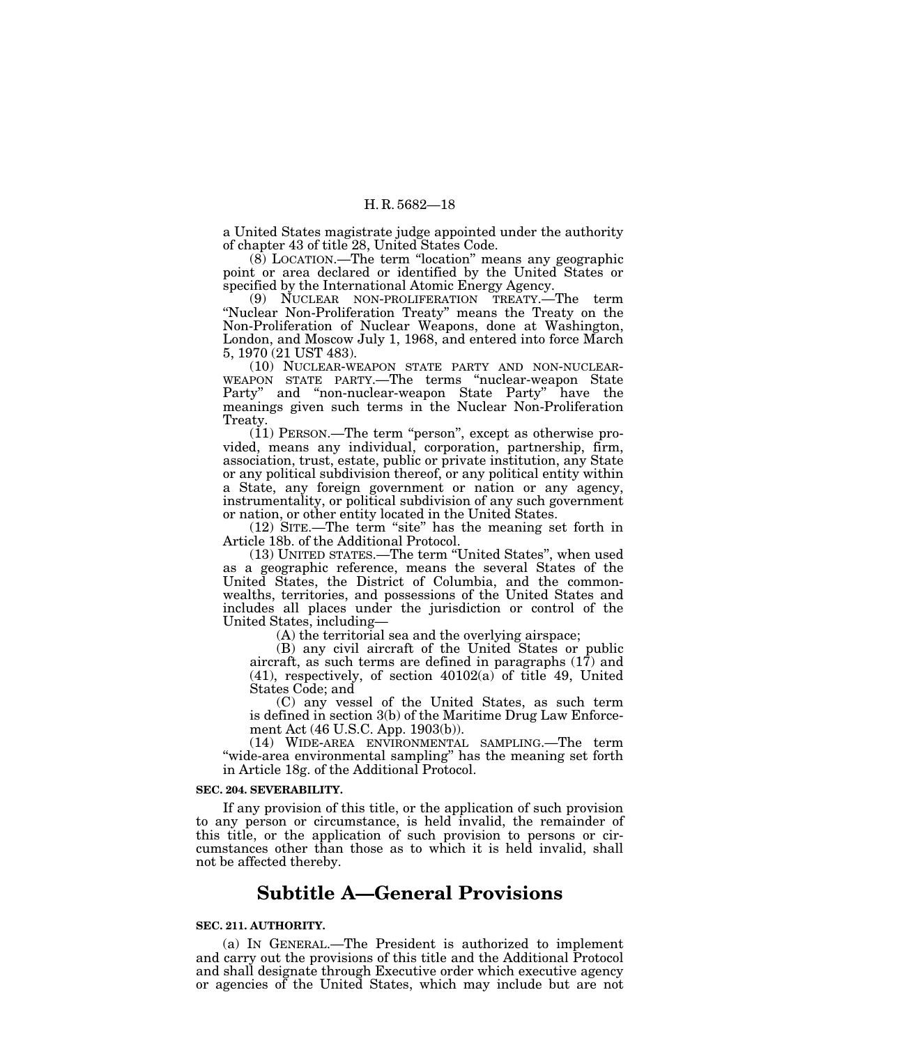a United States magistrate judge appointed under the authority of chapter 43 of title 28, United States Code.

(8) LOCATION.—The term "location" means any geographic point or area declared or identified by the United States or specified by the International Atomic Energy Agency.

(9) NUCLEAR NON-PROLIFERATION TREATY.—The term "Nuclear Non-Proliferation Treaty" means the Treaty on the Non-Proliferation of Nuclear Weapons, done at Washington, London, and Moscow July 1, 1968, and entered into force March 5, 1970 (21 UST 483).

(10) NUCLEAR-WEAPON STATE PARTY AND NON-NUCLEAR-WEAPON STATE PARTY.—The terms "nuclear-weapon State Party" and "non-nuclear-weapon State Party" have the meanings given such terms in the Nuclear Non-Proliferation Treaty.

(11) PERSON.—The term "person", except as otherwise provided, means any individual, corporation, partnership, firm, association, trust, estate, public or private institution, any State or any political subdivision thereof, or any political entity within a State, any foreign government or nation or any agency, instrumentality, or political subdivision of any such government or nation, or other entity located in the United States.

(12) SITE.—The term "site" has the meaning set forth in Article 18b. of the Additional Protocol.

(13) UNITED STATES.—The term "United States", when used as a geographic reference, means the several States of the United States, the District of Columbia, and the commonwealths, territories, and possessions of the United States and includes all places under the jurisdiction or control of the United States, including—

(A) the territorial sea and the overlying airspace;

(B) any civil aircraft of the United States or public aircraft, as such terms are defined in paragraphs (17) and (41), respectively, of section 40102(a) of title 49, United States Code; and

(C) any vessel of the United States, as such term is defined in section 3(b) of the Maritime Drug Law Enforcement Act (46 U.S.C. App. 1903(b)).

(14) WIDE-AREA ENVIRONMENTAL SAMPLING.—The term "wide-area environmental sampling" has the meaning set forth in Article 18g. of the Additional Protocol.

**SEC. 204. SEVERABILITY.**

If any provision of this title, or the application of such provision to any person or circumstance, is held invalid, the remainder of this title, or the application of such provision to persons or circumstances other than those as to which it is held invalid, shall not be affected thereby.

## Subtitle A—General Provisions

**SEC. 211. AUTHORITY.**

(a) IN GENERAL.—The President is authorized to implement and carry out the provisions of this title and the Additional Protocol and shall designate through Executive order which executive agency or agencies of the United States, which may include but are not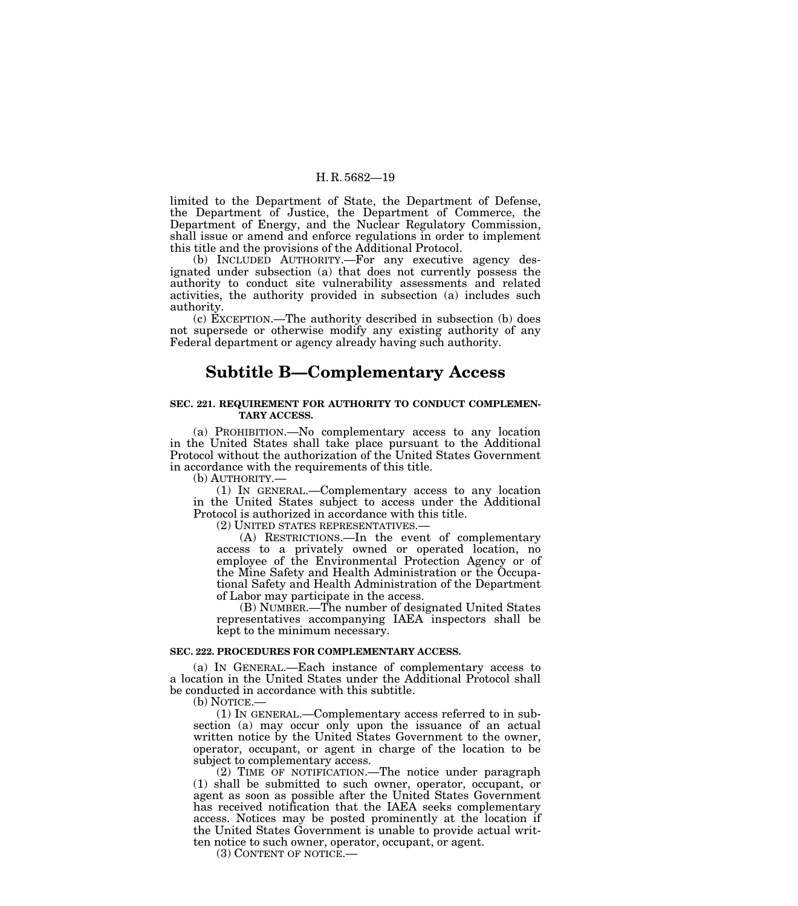limited to the Department of State, the Department of Defense, the Department of Justice, the Department of Commerce, the Department of Energy, and the Nuclear Regulatory Commission, shall issue or amend and enforce regulations in order to implement this title and the provisions of the Additional Protocol.

(b) INCLUDED AUTHORITY.—For any executive agency designated under subsection (a) that does not currently possess the authority to conduct site vulnerability assessments and related activities, the authority provided in subsection (a) includes such authority.

(c) EXCEPTION.—The authority described in subsection (b) does not supersede or otherwise modify any existing authority of any Federal department or agency already having such authority.

## Subtitle B—Complementary Access

**SEC. 221. REQUIREMENT FOR AUTHORITY TO CONDUCT COMPLEMENTARY ACCESS.**

(a) PROHIBITION.—No complementary access to any location in the United States shall take place pursuant to the Additional Protocol without the authorization of the United States Government in accordance with the requirements of this title.

(b) AUTHORITY.—

(1) IN GENERAL.—Complementary access to any location in the United States subject to access under the Additional Protocol is authorized in accordance with this title.

(2) UNITED STATES REPRESENTATIVES.—

(A) RESTRICTIONS.—In the event of complementary access to a privately owned or operated location, no employee of the Environmental Protection Agency or of the Mine Safety and Health Administration or the Occupational Safety and Health Administration of the Department of Labor may participate in the access.

(B) NUMBER.—The number of designated United States representatives accompanying IAEA inspectors shall be kept to the minimum necessary.

**SEC. 222. PROCEDURES FOR COMPLEMENTARY ACCESS.**

(a) IN GENERAL.—Each instance of complementary access to a location in the United States under the Additional Protocol shall be conducted in accordance with this subtitle.

(b) NOTICE.—

(1) IN GENERAL.—Complementary access referred to in subsection (a) may occur only upon the issuance of an actual written notice by the United States Government to the owner, operator, occupant, or agent in charge of the location to be subject to complementary access.

(2) TIME OF NOTIFICATION.—The notice under paragraph (1) shall be submitted to such owner, operator, occupant, or agent as soon as possible after the United States Government has received notification that the IAEA seeks complementary access. Notices may be posted prominently at the location if the United States Government is unable to provide actual written notice to such owner, operator, occupant, or agent.

(3) CONTENT OF NOTICE.—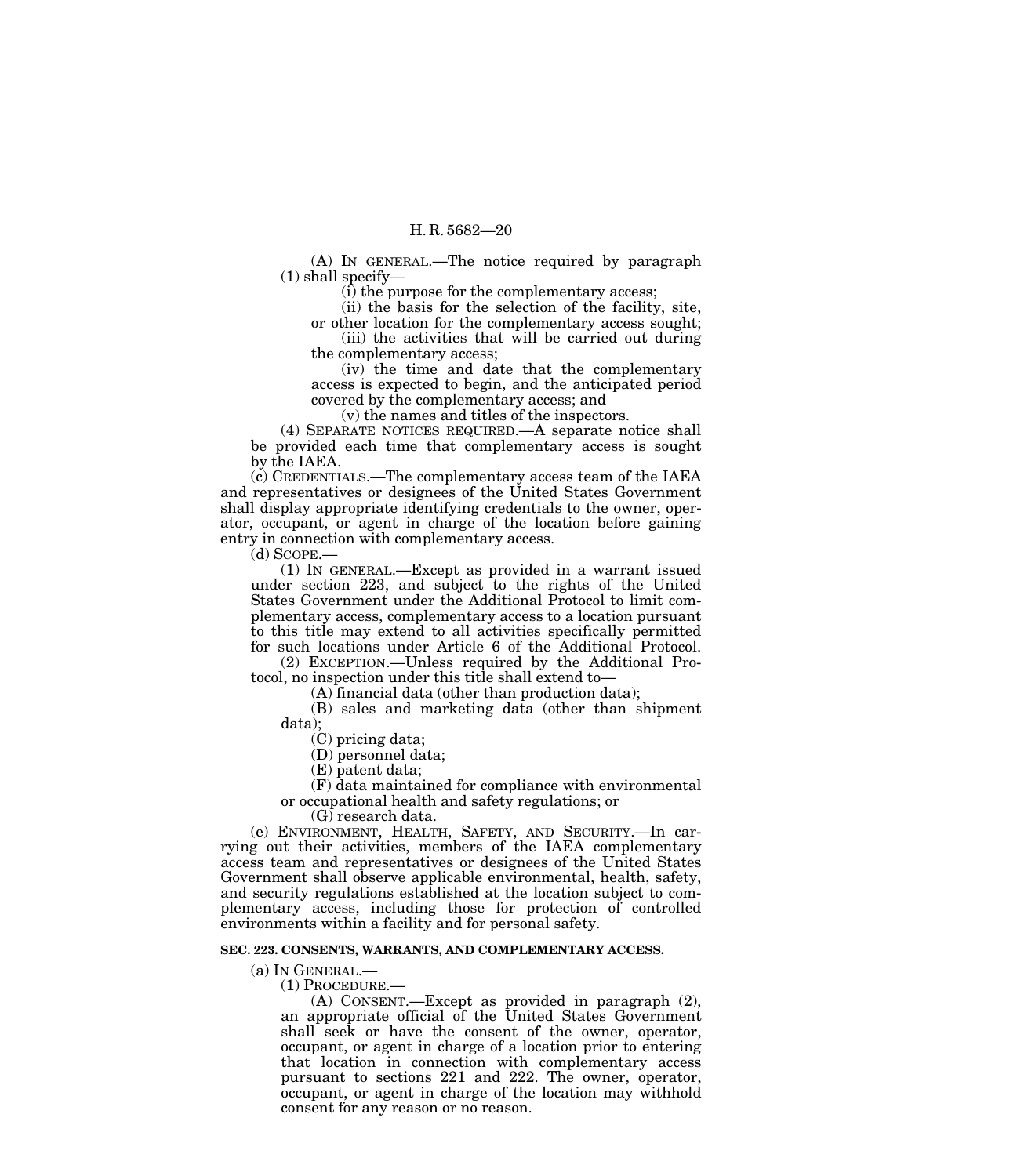(A) IN GENERAL.—The notice required by paragraph (1) shall specify—

(i) the purpose for the complementary access;

(ii) the basis for the selection of the facility, site, or other location for the complementary access sought;

(iii) the activities that will be carried out during the complementary access;

(iv) the time and date that the complementary access is expected to begin, and the anticipated period covered by the complementary access; and

(v) the names and titles of the inspectors.

(4) SEPARATE NOTICES REQUIRED.—A separate notice shall be provided each time that complementary access is sought by the IAEA.

(c) CREDENTIALS.—The complementary access team of the IAEA and representatives or designees of the United States Government shall display appropriate identifying credentials to the owner, operator, occupant, or agent in charge of the location before gaining entry in connection with complementary access.

(d) SCOPE.—

(1) IN GENERAL.—Except as provided in a warrant issued under section 223, and subject to the rights of the United States Government under the Additional Protocol to limit complementary access, complementary access to a location pursuant to this title may extend to all activities specifically permitted for such locations under Article 6 of the Additional Protocol.

(2) EXCEPTION.—Unless required by the Additional Protocol, no inspection under this title shall extend to—

(A) financial data (other than production data);

(B) sales and marketing data (other than shipment data);

(C) pricing data;

(D) personnel data;

(E) patent data;

(F) data maintained for compliance with environmental or occupational health and safety regulations; or

(G) research data.

(e) ENVIRONMENT, HEALTH, SAFETY, AND SECURITY.—In carrying out their activities, members of the IAEA complementary access team and representatives or designees of the United States Government shall observe applicable environmental, health, safety, and security regulations established at the location subject to complementary access, including those for protection of controlled environments within a facility and for personal safety.

**SEC. 223. CONSENTS, WARRANTS, AND COMPLEMENTARY ACCESS.**

(a) IN GENERAL.—

(1) PROCEDURE.—

(A) CONSENT.—Except as provided in paragraph (2), an appropriate official of the United States Government shall seek or have the consent of the owner, operator, occupant, or agent in charge of a location prior to entering that location in connection with complementary access pursuant to sections 221 and 222. The owner, operator, occupant, or agent in charge of the location may withhold consent for any reason or no reason.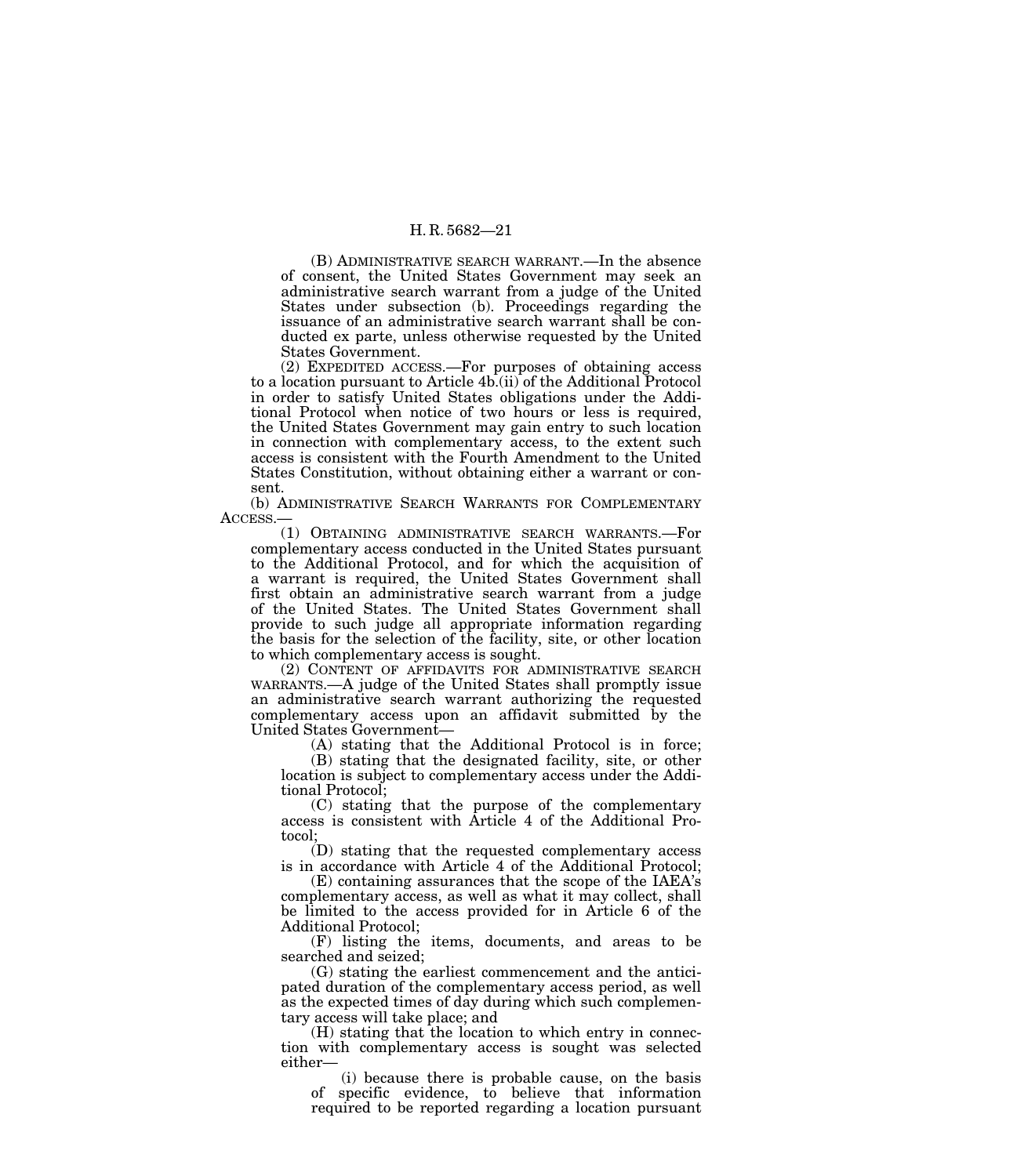(B) ADMINISTRATIVE SEARCH WARRANT.—In the absence of consent, the United States Government may seek an administrative search warrant from a judge of the United States under subsection (b). Proceedings regarding the issuance of an administrative search warrant shall be conducted ex parte, unless otherwise requested by the United States Government.

(2) EXPEDITED ACCESS.—For purposes of obtaining access to a location pursuant to Article 4b.(ii) of the Additional Protocol in order to satisfy United States obligations under the Additional Protocol when notice of two hours or less is required, the United States Government may gain entry to such location in connection with complementary access, to the extent such access is consistent with the Fourth Amendment to the United States Constitution, without obtaining either a warrant or consent.

(b) ADMINISTRATIVE SEARCH WARRANTS FOR COMPLEMENTARY ACCESS.—

(1) OBTAINING ADMINISTRATIVE SEARCH WARRANTS.—For complementary access conducted in the United States pursuant to the Additional Protocol, and for which the acquisition of a warrant is required, the United States Government shall first obtain an administrative search warrant from a judge of the United States. The United States Government shall provide to such judge all appropriate information regarding the basis for the selection of the facility, site, or other location to which complementary access is sought.

(2) CONTENT OF AFFIDAVITS FOR ADMINISTRATIVE SEARCH WARRANTS.—A judge of the United States shall promptly issue an administrative search warrant authorizing the requested complementary access upon an affidavit submitted by the United States Government—

(A) stating that the Additional Protocol is in force;

(B) stating that the designated facility, site, or other location is subject to complementary access under the Additional Protocol;

(C) stating that the purpose of the complementary access is consistent with Article 4 of the Additional Protocol;

(D) stating that the requested complementary access is in accordance with Article 4 of the Additional Protocol;

(E) containing assurances that the scope of the IAEA's complementary access, as well as what it may collect, shall be limited to the access provided for in Article 6 of the Additional Protocol;

(F) listing the items, documents, and areas to be searched and seized;

(G) stating the earliest commencement and the anticipated duration of the complementary access period, as well as the expected times of day during which such complementary access will take place; and

(H) stating that the location to which entry in connection with complementary access is sought was selected either—

(i) because there is probable cause, on the basis of specific evidence, to believe that information required to be reported regarding a location pursuant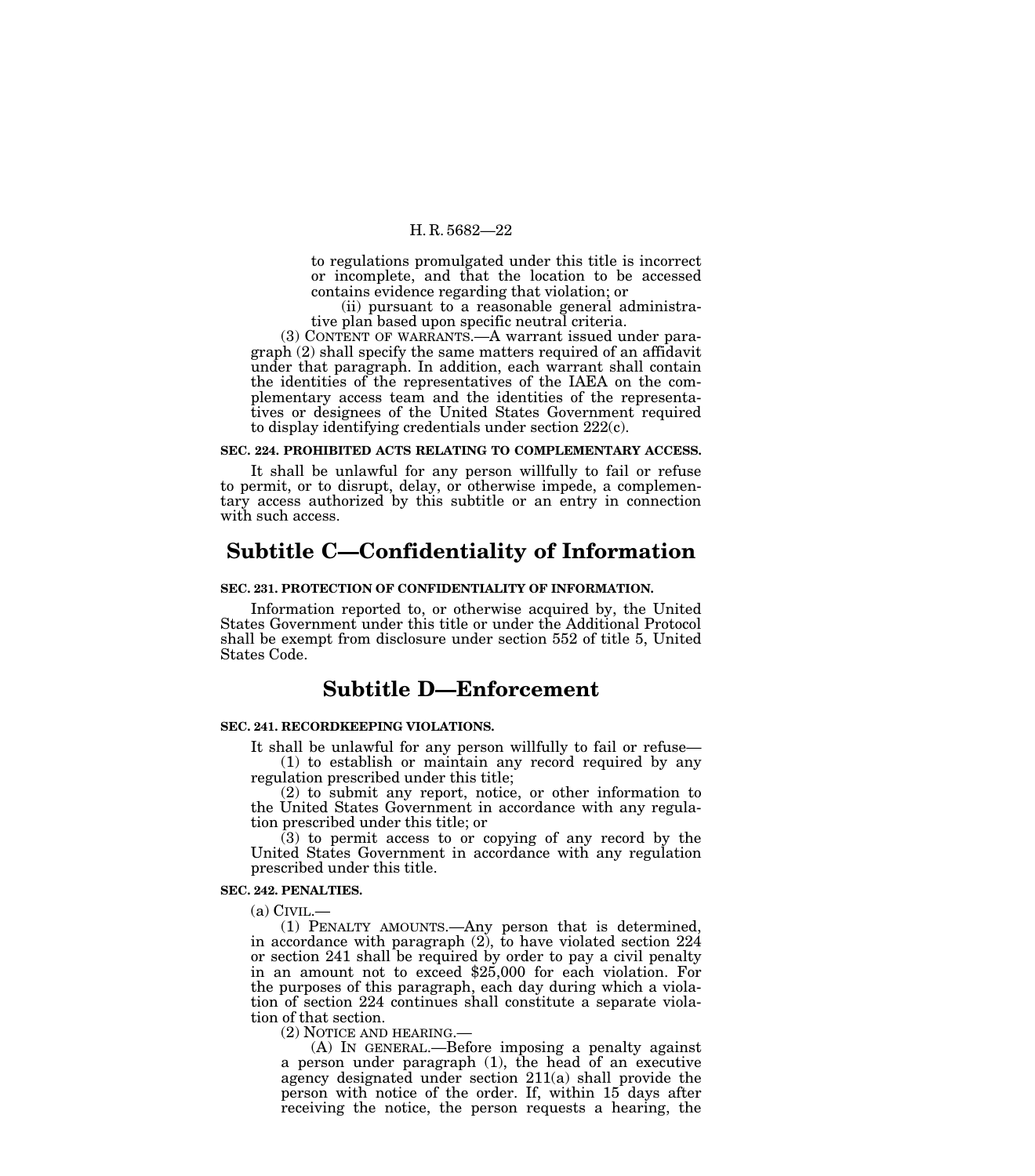to regulations promulgated under this title is incorrect or incomplete, and that the location to be accessed contains evidence regarding that violation; or

(ii) pursuant to a reasonable general administrative plan based upon specific neutral criteria.

(3) CONTENT OF WARRANTS.—A warrant issued under paragraph (2) shall specify the same matters required of an affidavit under that paragraph. In addition, each warrant shall contain the identities of the representatives of the IAEA on the complementary access team and the identities of the representatives or designees of the United States Government required to display identifying credentials under section 222(c).

**SEC. 224. PROHIBITED ACTS RELATING TO COMPLEMENTARY ACCESS.**

It shall be unlawful for any person willfully to fail or refuse to permit, or to disrupt, delay, or otherwise impede, a complementary access authorized by this subtitle or an entry in connection with such access.

## Subtitle C—Confidentiality of Information

**SEC. 231. PROTECTION OF CONFIDENTIALITY OF INFORMATION.**

Information reported to, or otherwise acquired by, the United States Government under this title or under the Additional Protocol shall be exempt from disclosure under section 552 of title 5, United States Code.

## Subtitle D—Enforcement

**SEC. 241. RECORDKEEPING VIOLATIONS.**

It shall be unlawful for any person willfully to fail or refuse—

(1) to establish or maintain any record required by any regulation prescribed under this title;

(2) to submit any report, notice, or other information to the United States Government in accordance with any regulation prescribed under this title; or

(3) to permit access to or copying of any record by the United States Government in accordance with any regulation prescribed under this title.

**SEC. 242. PENALTIES.**

(a) CIVIL.—

(1) PENALTY AMOUNTS.—Any person that is determined, in accordance with paragraph (2), to have violated section 224 or section 241 shall be required by order to pay a civil penalty in an amount not to exceed $25,000 for each violation. For the purposes of this paragraph, each day during which a violation of section 224 continues shall constitute a separate violation of that section.

(2) NOTICE AND HEARING.—

(A) IN GENERAL.—Before imposing a penalty against a person under paragraph (1), the head of an executive agency designated under section 211(a) shall provide the person with notice of the order. If, within 15 days after receiving the notice, the person requests a hearing, the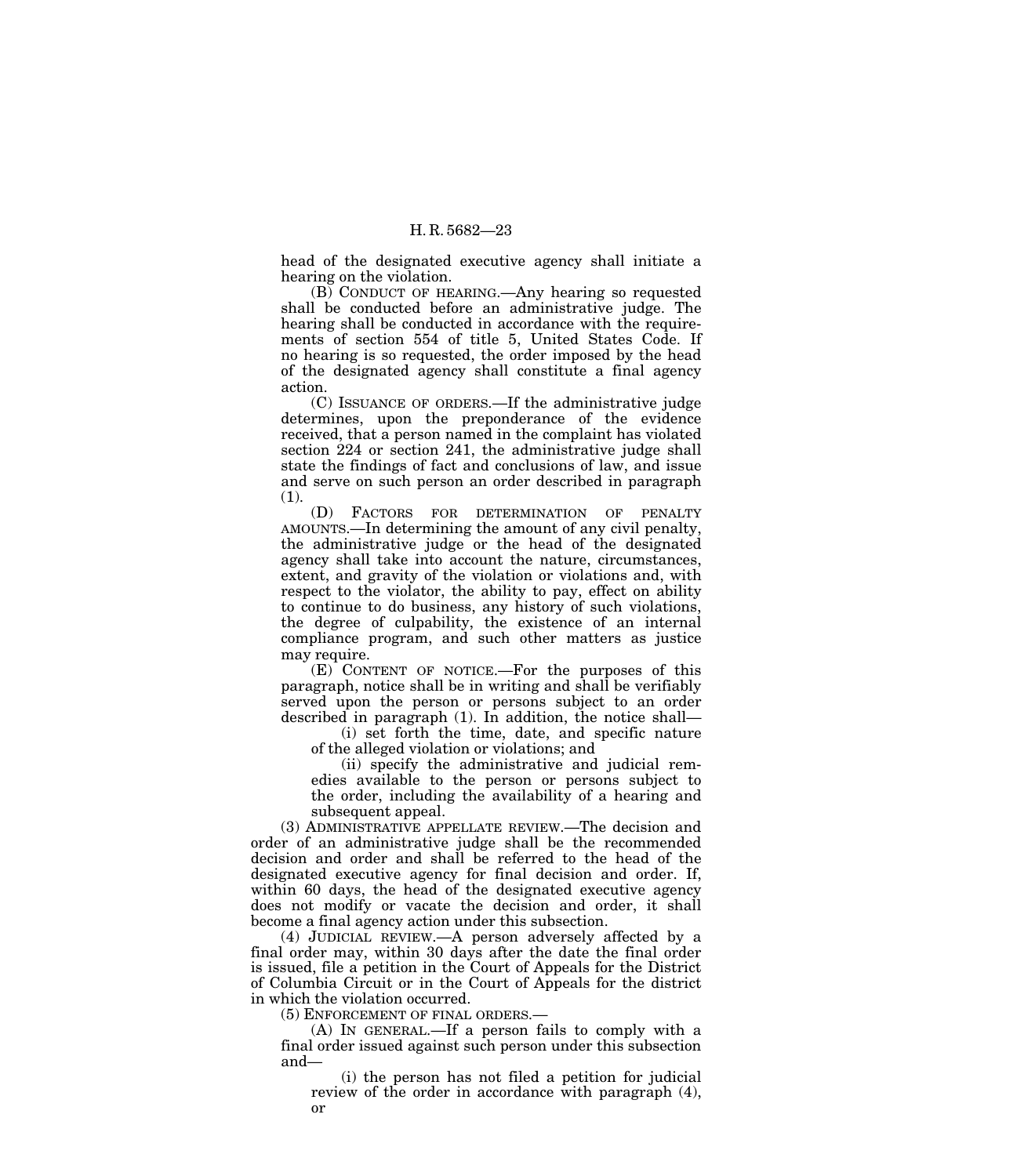head of the designated executive agency shall initiate a hearing on the violation.

(B) CONDUCT OF HEARING.—Any hearing so requested shall be conducted before an administrative judge. The hearing shall be conducted in accordance with the requirements of section 554 of title 5, United States Code. If no hearing is so requested, the order imposed by the head of the designated agency shall constitute a final agency action.

(C) ISSUANCE OF ORDERS.—If the administrative judge determines, upon the preponderance of the evidence received, that a person named in the complaint has violated section 224 or section 241, the administrative judge shall state the findings of fact and conclusions of law, and issue and serve on such person an order described in paragraph (1).

(D) FACTORS FOR DETERMINATION OF PENALTY AMOUNTS.—In determining the amount of any civil penalty, the administrative judge or the head of the designated agency shall take into account the nature, circumstances, extent, and gravity of the violation or violations and, with respect to the violator, the ability to pay, effect on ability to continue to do business, any history of such violations, the degree of culpability, the existence of an internal compliance program, and such other matters as justice may require.

(E) CONTENT OF NOTICE.—For the purposes of this paragraph, notice shall be in writing and shall be verifiably served upon the person or persons subject to an order described in paragraph (1). In addition, the notice shall—

(i) set forth the time, date, and specific nature of the alleged violation or violations; and

(ii) specify the administrative and judicial remedies available to the person or persons subject to the order, including the availability of a hearing and subsequent appeal.

(3) ADMINISTRATIVE APPELLATE REVIEW.—The decision and order of an administrative judge shall be the recommended decision and order and shall be referred to the head of the designated executive agency for final decision and order. If, within 60 days, the head of the designated executive agency does not modify or vacate the decision and order, it shall become a final agency action under this subsection.

(4) JUDICIAL REVIEW.—A person adversely affected by a final order may, within 30 days after the date the final order is issued, file a petition in the Court of Appeals for the District of Columbia Circuit or in the Court of Appeals for the district in which the violation occurred.

(5) ENFORCEMENT OF FINAL ORDERS.—

(A) IN GENERAL.—If a person fails to comply with a final order issued against such person under this subsection and—

(i) the person has not filed a petition for judicial review of the order in accordance with paragraph (4), or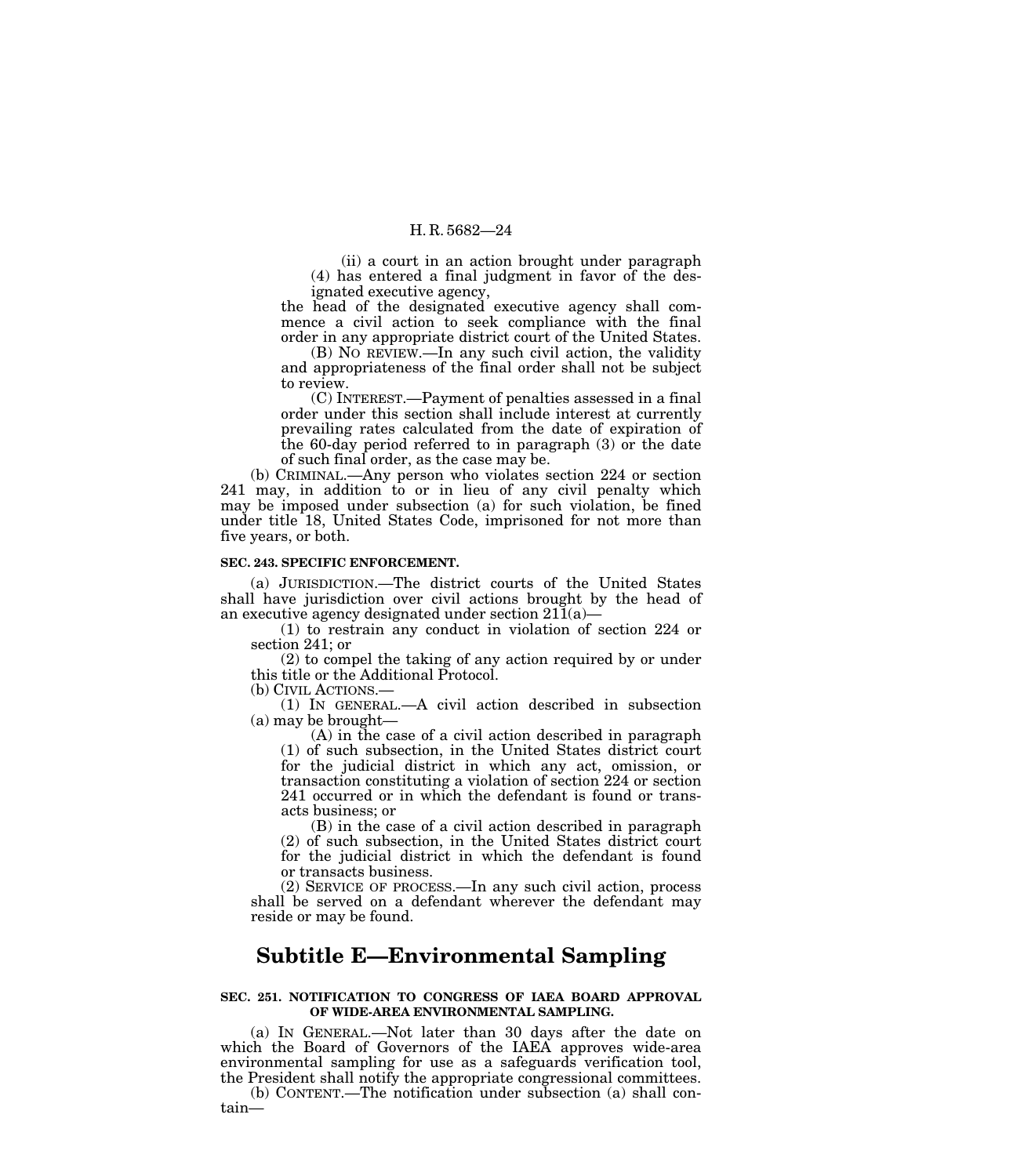(ii) a court in an action brought under paragraph (4) has entered a final judgment in favor of the designated executive agency,

the head of the designated executive agency shall commence a civil action to seek compliance with the final order in any appropriate district court of the United States.

(B) NO REVIEW.—In any such civil action, the validity and appropriateness of the final order shall not be subject to review.

(C) INTEREST.—Payment of penalties assessed in a final order under this section shall include interest at currently prevailing rates calculated from the date of expiration of the 60-day period referred to in paragraph (3) or the date of such final order, as the case may be.

(b) CRIMINAL.—Any person who violates section 224 or section 241 may, in addition to or in lieu of any civil penalty which may be imposed under subsection (a) for such violation, be fined under title 18, United States Code, imprisoned for not more than five years, or both.

**SEC. 243. SPECIFIC ENFORCEMENT.**

(a) JURISDICTION.—The district courts of the United States shall have jurisdiction over civil actions brought by the head of an executive agency designated under section 211(a)—

(1) to restrain any conduct in violation of section 224 or section 241; or

(2) to compel the taking of any action required by or under this title or the Additional Protocol.

(b) CIVIL ACTIONS.—

(1) IN GENERAL.—A civil action described in subsection (a) may be brought—

(A) in the case of a civil action described in paragraph (1) of such subsection, in the United States district court for the judicial district in which any act, omission, or transaction constituting a violation of section 224 or section 241 occurred or in which the defendant is found or transacts business; or

(B) in the case of a civil action described in paragraph (2) of such subsection, in the United States district court for the judicial district in which the defendant is found or transacts business.

(2) SERVICE OF PROCESS.—In any such civil action, process shall be served on a defendant wherever the defendant may reside or may be found.

## Subtitle E—Environmental Sampling

**SEC. 251. NOTIFICATION TO CONGRESS OF IAEA BOARD APPROVAL OF WIDE-AREA ENVIRONMENTAL SAMPLING.**

(a) IN GENERAL.—Not later than 30 days after the date on which the Board of Governors of the IAEA approves wide-area environmental sampling for use as a safeguards verification tool, the President shall notify the appropriate congressional committees.

(b) CONTENT.—The notification under subsection (a) shall contain—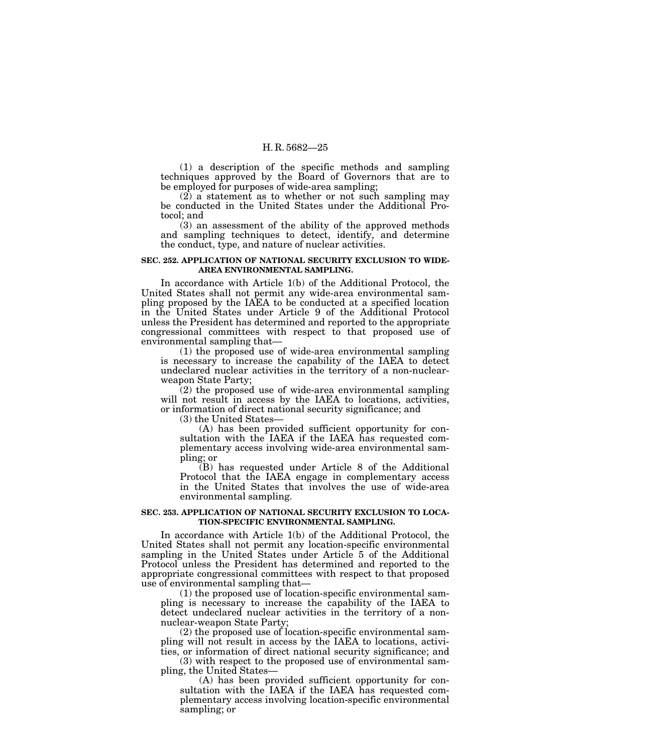(1) a description of the specific methods and sampling techniques approved by the Board of Governors that are to be employed for purposes of wide-area sampling;

(2) a statement as to whether or not such sampling may be conducted in the United States under the Additional Protocol; and

(3) an assessment of the ability of the approved methods and sampling techniques to detect, identify, and determine the conduct, type, and nature of nuclear activities.

**SEC. 252. APPLICATION OF NATIONAL SECURITY EXCLUSION TO WIDE-AREA ENVIRONMENTAL SAMPLING.**

In accordance with Article 1(b) of the Additional Protocol, the United States shall not permit any wide-area environmental sampling proposed by the IAEA to be conducted at a specified location in the United States under Article 9 of the Additional Protocol unless the President has determined and reported to the appropriate congressional committees with respect to that proposed use of environmental sampling that—

(1) the proposed use of wide-area environmental sampling is necessary to increase the capability of the IAEA to detect undeclared nuclear activities in the territory of a non-nuclear-weapon State Party;

(2) the proposed use of wide-area environmental sampling will not result in access by the IAEA to locations, activities, or information of direct national security significance; and

(3) the United States—

(A) has been provided sufficient opportunity for consultation with the IAEA if the IAEA has requested complementary access involving wide-area environmental sampling; or

(B) has requested under Article 8 of the Additional Protocol that the IAEA engage in complementary access in the United States that involves the use of wide-area environmental sampling.

**SEC. 253. APPLICATION OF NATIONAL SECURITY EXCLUSION TO LOCATION-SPECIFIC ENVIRONMENTAL SAMPLING.**

In accordance with Article 1(b) of the Additional Protocol, the United States shall not permit any location-specific environmental sampling in the United States under Article 5 of the Additional Protocol unless the President has determined and reported to the appropriate congressional committees with respect to that proposed use of environmental sampling that—

(1) the proposed use of location-specific environmental sampling is necessary to increase the capability of the IAEA to detect undeclared nuclear activities in the territory of a non-nuclear-weapon State Party;

(2) the proposed use of location-specific environmental sampling will not result in access by the IAEA to locations, activities, or information of direct national security significance; and

(3) with respect to the proposed use of environmental sampling, the United States—

(A) has been provided sufficient opportunity for consultation with the IAEA if the IAEA has requested complementary access involving location-specific environmental sampling; or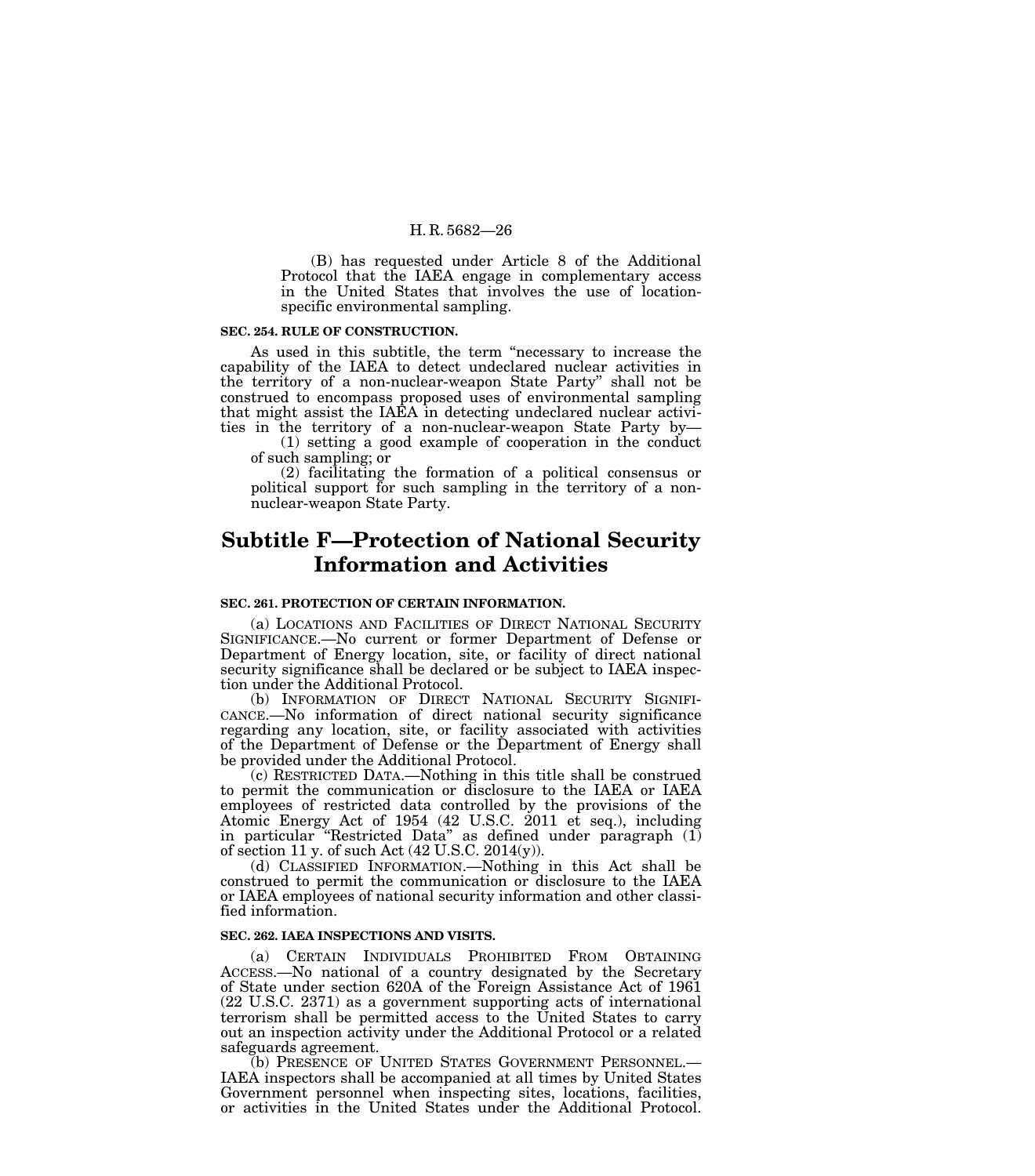(B) has requested under Article 8 of the Additional Protocol that the IAEA engage in complementary access in the United States that involves the use of location-specific environmental sampling.

**SEC. 254. RULE OF CONSTRUCTION.**

As used in this subtitle, the term "necessary to increase the capability of the IAEA to detect undeclared nuclear activities in the territory of a non-nuclear-weapon State Party" shall not be construed to encompass proposed uses of environmental sampling that might assist the IAEA in detecting undeclared nuclear activities in the territory of a non-nuclear-weapon State Party by—

(1) setting a good example of cooperation in the conduct of such sampling; or

(2) facilitating the formation of a political consensus or political support for such sampling in the territory of a non-nuclear-weapon State Party.

## Subtitle F—Protection of National Security Information and Activities

**SEC. 261. PROTECTION OF CERTAIN INFORMATION.**

(a) LOCATIONS AND FACILITIES OF DIRECT NATIONAL SECURITY SIGNIFICANCE.—No current or former Department of Defense or Department of Energy location, site, or facility of direct national security significance shall be declared or be subject to IAEA inspection under the Additional Protocol.

(b) INFORMATION OF DIRECT NATIONAL SECURITY SIGNIFICANCE.—No information of direct national security significance regarding any location, site, or facility associated with activities of the Department of Defense or the Department of Energy shall be provided under the Additional Protocol.

(c) RESTRICTED DATA.—Nothing in this title shall be construed to permit the communication or disclosure to the IAEA or IAEA employees of restricted data controlled by the provisions of the Atomic Energy Act of 1954 (42 U.S.C. 2011 et seq.), including in particular "Restricted Data" as defined under paragraph (1) of section 11 y. of such Act (42 U.S.C. 2014(y)).

(d) CLASSIFIED INFORMATION.—Nothing in this Act shall be construed to permit the communication or disclosure to the IAEA or IAEA employees of national security information and other classified information.

**SEC. 262. IAEA INSPECTIONS AND VISITS.**

(a) CERTAIN INDIVIDUALS PROHIBITED FROM OBTAINING ACCESS.—No national of a country designated by the Secretary of State under section 620A of the Foreign Assistance Act of 1961 (22 U.S.C. 2371) as a government supporting acts of international terrorism shall be permitted access to the United States to carry out an inspection activity under the Additional Protocol or a related safeguards agreement.

(b) PRESENCE OF UNITED STATES GOVERNMENT PERSONNEL.—IAEA inspectors shall be accompanied at all times by United States Government personnel when inspecting sites, locations, facilities, or activities in the United States under the Additional Protocol.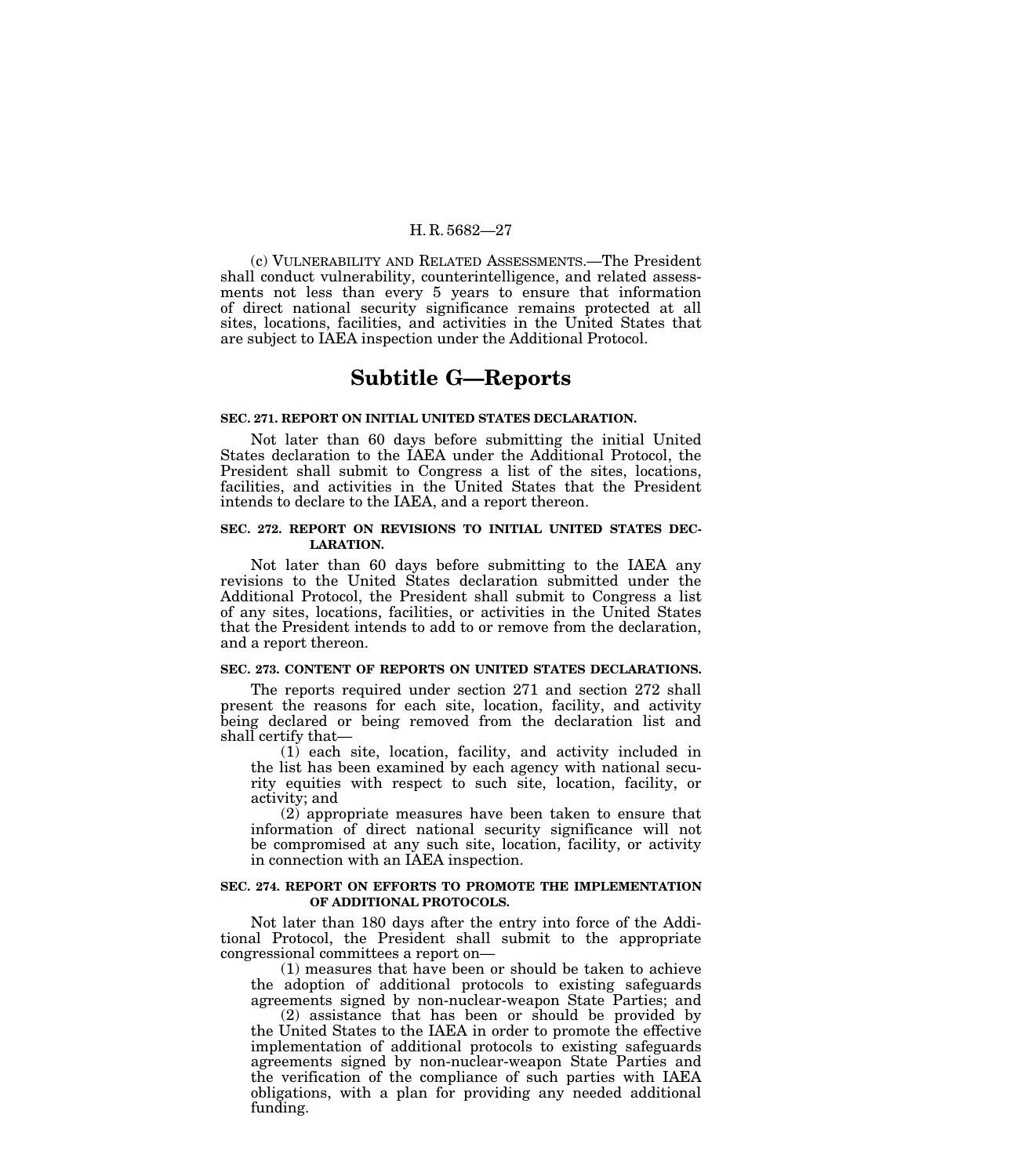(c) VULNERABILITY AND RELATED ASSESSMENTS.—The President shall conduct vulnerability, counterintelligence, and related assessments not less than every 5 years to ensure that information of direct national security significance remains protected at all sites, locations, facilities, and activities in the United States that are subject to IAEA inspection under the Additional Protocol.

## Subtitle G—Reports

**SEC. 271. REPORT ON INITIAL UNITED STATES DECLARATION.**

Not later than 60 days before submitting the initial United States declaration to the IAEA under the Additional Protocol, the President shall submit to Congress a list of the sites, locations, facilities, and activities in the United States that the President intends to declare to the IAEA, and a report thereon.

**SEC. 272. REPORT ON REVISIONS TO INITIAL UNITED STATES DECLARATION.**

Not later than 60 days before submitting to the IAEA any revisions to the United States declaration submitted under the Additional Protocol, the President shall submit to Congress a list of any sites, locations, facilities, or activities in the United States that the President intends to add to or remove from the declaration, and a report thereon.

**SEC. 273. CONTENT OF REPORTS ON UNITED STATES DECLARATIONS.**

The reports required under section 271 and section 272 shall present the reasons for each site, location, facility, and activity being declared or being removed from the declaration list and shall certify that—

(1) each site, location, facility, and activity included in the list has been examined by each agency with national security equities with respect to such site, location, facility, or activity; and

(2) appropriate measures have been taken to ensure that information of direct national security significance will not be compromised at any such site, location, facility, or activity in connection with an IAEA inspection.

**SEC. 274. REPORT ON EFFORTS TO PROMOTE THE IMPLEMENTATION OF ADDITIONAL PROTOCOLS.**

Not later than 180 days after the entry into force of the Additional Protocol, the President shall submit to the appropriate congressional committees a report on—

(1) measures that have been or should be taken to achieve the adoption of additional protocols to existing safeguards agreements signed by non-nuclear-weapon State Parties; and

(2) assistance that has been or should be provided by the United States to the IAEA in order to promote the effective implementation of additional protocols to existing safeguards agreements signed by non-nuclear-weapon State Parties and the verification of the compliance of such parties with IAEA obligations, with a plan for providing any needed additional funding.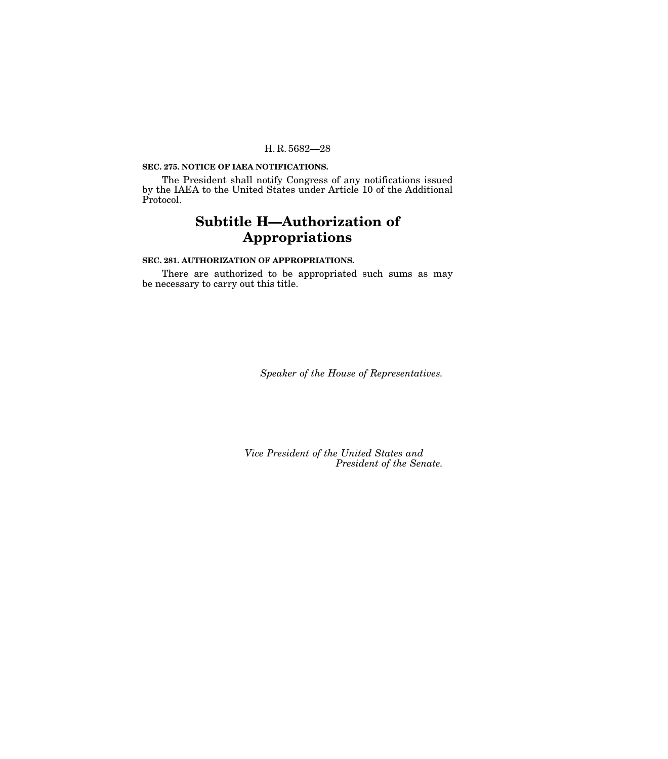**SEC. 275. NOTICE OF IAEA NOTIFICATIONS.**

The President shall notify Congress of any notifications issued by the IAEA to the United States under Article 10 of the Additional Protocol.

## Subtitle H—Authorization of Appropriations

**SEC. 281. AUTHORIZATION OF APPROPRIATIONS.**

There are authorized to be appropriated such sums as may be necessary to carry out this title.

*Speaker of the House of Representatives.*

*Vice President of the United States and President of the Senate.*